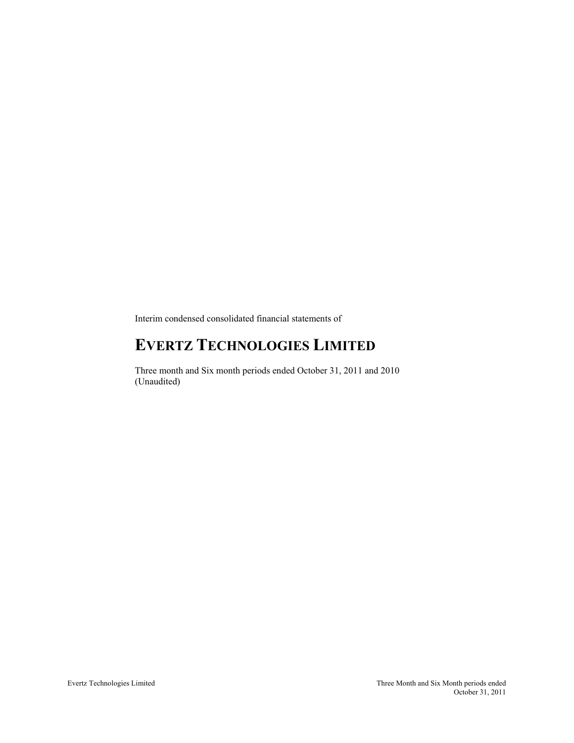Interim condensed consolidated financial statements of

# EVERTZ TECHNOLOGIES LIMITED

Three month and Six month periods ended October 31, 2011 and 2010
(Unaudited)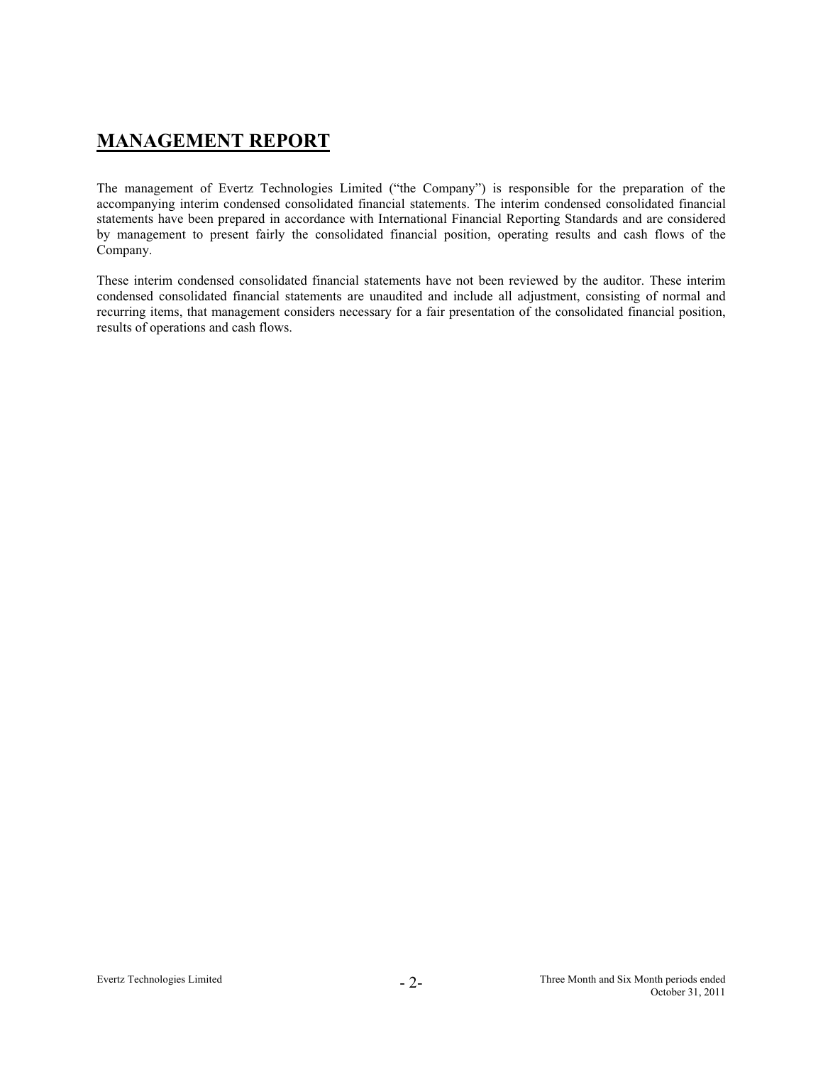# MANAGEMENT REPORT

The management of Evertz Technologies Limited ("the Company") is responsible for the preparation of the accompanying interim condensed consolidated financial statements. The interim condensed consolidated financial statements have been prepared in accordance with International Financial Reporting Standards and are considered by management to present fairly the consolidated financial position, operating results and cash flows of the Company.

These interim condensed consolidated financial statements have not been reviewed by the auditor. These interim condensed consolidated financial statements are unaudited and include all adjustment, consisting of normal and recurring items, that management considers necessary for a fair presentation of the consolidated financial position, results of operations and cash flows.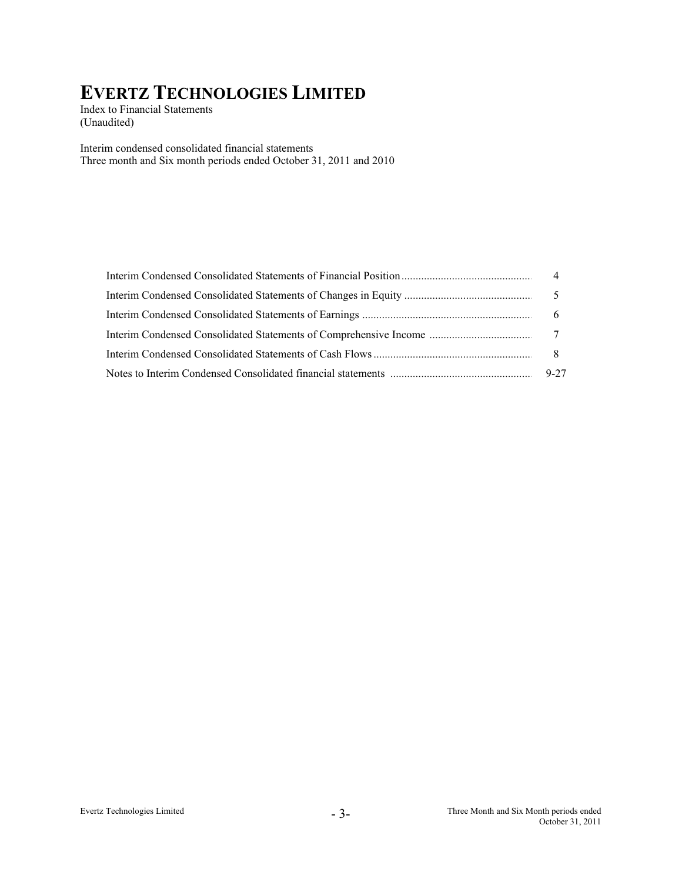# EVERTZ TECHNOLOGIES LIMITED

Index to Financial Statements
(Unaudited)

Interim condensed consolidated financial statements
Three month and Six month periods ended October 31, 2011 and 2010

| | |
|---|---|
| Interim Condensed Consolidated Statements of Financial Position | 4 |
| Interim Condensed Consolidated Statements of Changes in Equity | 5 |
| Interim Condensed Consolidated Statements of Earnings | 6 |
| Interim Condensed Consolidated Statements of Comprehensive Income | 7 |
| Interim Condensed Consolidated Statements of Cash Flows | 8 |
| Notes to Interim Condensed Consolidated financial statements | 9-27 |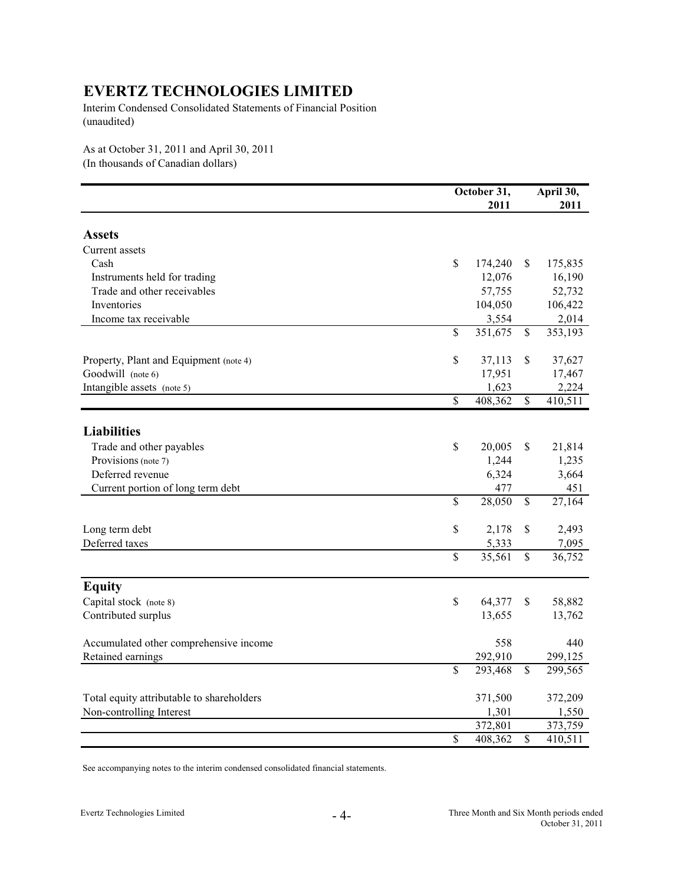# EVERTZ TECHNOLOGIES LIMITED

Interim Condensed Consolidated Statements of Financial Position
(unaudited)

As at October 31, 2011 and April 30, 2011
(In thousands of Canadian dollars)

| | October 31, 2011 | April 30, 2011 |
|---|---|---|
| **Assets** | | |
| Current assets | | |
| Cash | $ 174,240 | $ 175,835 |
| Instruments held for trading | 12,076 | 16,190 |
| Trade and other receivables | 57,755 | 52,732 |
| Inventories | 104,050 | 106,422 |
| Income tax receivable | 3,554 | 2,014 |
| | $ 351,675 | $ 353,193 |
| Property, Plant and Equipment (note 4) | $ 37,113 | $ 37,627 |
| Goodwill (note 6) | 17,951 | 17,467 |
| Intangible assets (note 5) | 1,623 | 2,224 |
| | $ 408,362 | $ 410,511 |
| **Liabilities** | | |
| Trade and other payables | $ 20,005 | $ 21,814 |
| Provisions (note 7) | 1,244 | 1,235 |
| Deferred revenue | 6,324 | 3,664 |
| Current portion of long term debt | 477 | 451 |
| | $ 28,050 | $ 27,164 |
| Long term debt | $ 2,178 | $ 2,493 |
| Deferred taxes | 5,333 | 7,095 |
| | $ 35,561 | $ 36,752 |
| **Equity** | | |
| Capital stock (note 8) | $ 64,377 | $ 58,882 |
| Contributed surplus | 13,655 | 13,762 |
| Accumulated other comprehensive income | 558 | 440 |
| Retained earnings | 292,910 | 299,125 |
| | $ 293,468 | $ 299,565 |
| Total equity attributable to shareholders | 371,500 | 372,209 |
| Non-controlling Interest | 1,301 | 1,550 |
| | 372,801 | 373,759 |
| | $ 408,362 | $ 410,511 |

See accompanying notes to the interim condensed consolidated financial statements.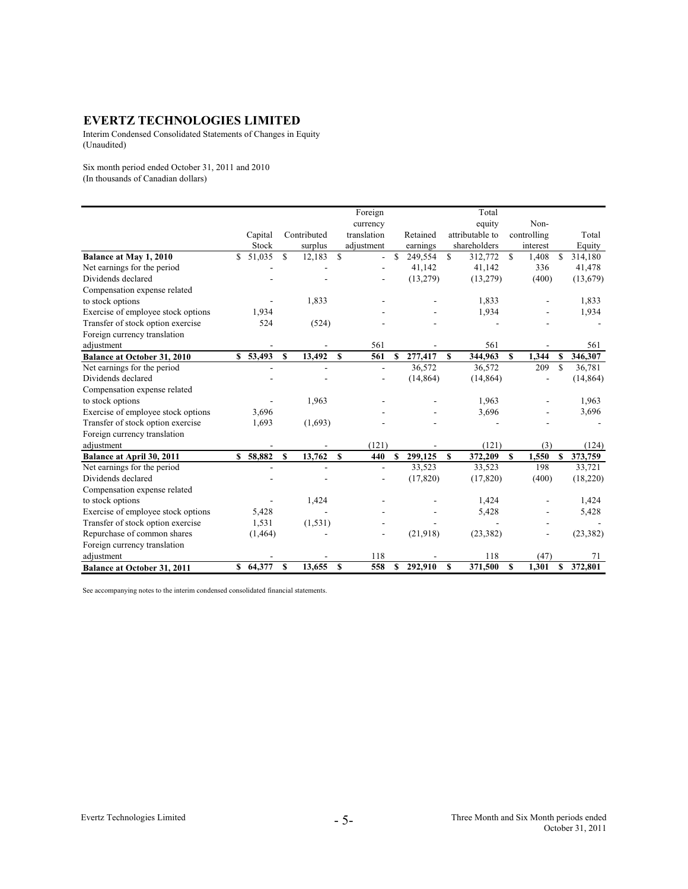# EVERTZ TECHNOLOGIES LIMITED

Interim Condensed Consolidated Statements of Changes in Equity
(Unaudited)

Six month period ended October 31, 2011 and 2010
(In thousands of Canadian dollars)

| | Capital Stock | Contributed surplus | Foreign currency translation adjustment | Retained earnings | Total equity attributable to shareholders | Non-controlling interest | Total Equity |
|---|---|---|---|---|---|---|---|
| **Balance at May 1, 2010** | $ 51,035 | $ 12,183 | $ - | $ 249,554 | $ 312,772 | $ 1,408 | $ 314,180 |
| Net earnings for the period | - | - | - | 41,142 | 41,142 | 336 | 41,478 |
| Dividends declared | - | - | - | (13,279) | (13,279) | (400) | (13,679) |
| Compensation expense related to stock options | - | 1,833 | - | - | 1,833 | - | 1,833 |
| Exercise of employee stock options | 1,934 | | - | - | 1,934 | - | 1,934 |
| Transfer of stock option exercise | 524 | (524) | - | - | - | - | - |
| Foreign currency translation adjustment | - | - | 561 | - | 561 | - | 561 |
| **Balance at October 31, 2010** | **$ 53,493** | **$ 13,492** | **$ 561** | **$ 277,417** | **$ 344,963** | **$ 1,344** | **$ 346,307** |
| Net earnings for the period | - | - | - | 36,572 | 36,572 | 209 | $ 36,781 |
| Dividends declared | - | - | - | (14,864) | (14,864) | - | (14,864) |
| Compensation expense related to stock options | - | 1,963 | - | - | 1,963 | - | 1,963 |
| Exercise of employee stock options | 3,696 | | - | - | 3,696 | - | 3,696 |
| Transfer of stock option exercise | 1,693 | (1,693) | - | - | - | - | - |
| Foreign currency translation adjustment | - | - | (121) | - | (121) | (3) | (124) |
| **Balance at April 30, 2011** | **$ 58,882** | **$ 13,762** | **$ 440** | **$ 299,125** | **$ 372,209** | **$ 1,550** | **$ 373,759** |
| Net earnings for the period | - | - | - | 33,523 | 33,523 | 198 | 33,721 |
| Dividends declared | - | - | - | (17,820) | (17,820) | (400) | (18,220) |
| Compensation expense related to stock options | - | 1,424 | - | - | 1,424 | - | 1,424 |
| Exercise of employee stock options | 5,428 | - | - | - | 5,428 | - | 5,428 |
| Transfer of stock option exercise | 1,531 | (1,531) | - | - | - | - | - |
| Repurchase of common shares | (1,464) | - | - | (21,918) | (23,382) | - | (23,382) |
| Foreign currency translation adjustment | - | - | 118 | - | 118 | (47) | 71 |
| **Balance at October 31, 2011** | **$ 64,377** | **$ 13,655** | **$ 558** | **$ 292,910** | **$ 371,500** | **$ 1,301** | **$ 372,801** |

See accompanying notes to the interim condensed consolidated financial statements.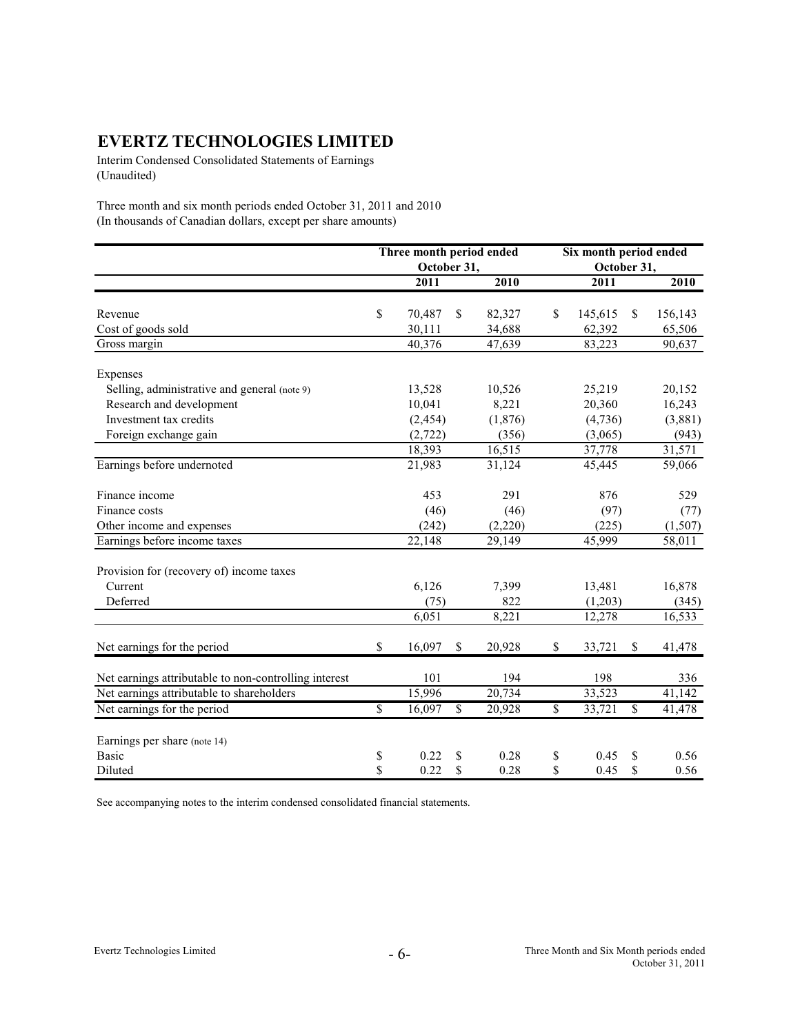# EVERTZ TECHNOLOGIES LIMITED

Interim Condensed Consolidated Statements of Earnings
(Unaudited)

Three month and six month periods ended October 31, 2011 and 2010
(In thousands of Canadian dollars, except per share amounts)

| | Three month period ended October 31, | | Six month period ended October 31, | |
|---|---|---|---|---|
| | 2011 | 2010 | 2011 | 2010 |
| Revenue | $ 70,487 | $ 82,327 | $ 145,615 | $ 156,143 |
| Cost of goods sold | 30,111 | 34,688 | 62,392 | 65,506 |
| Gross margin | 40,376 | 47,639 | 83,223 | 90,637 |
| Expenses | | | | |
| Selling, administrative and general (note 9) | 13,528 | 10,526 | 25,219 | 20,152 |
| Research and development | 10,041 | 8,221 | 20,360 | 16,243 |
| Investment tax credits | (2,454) | (1,876) | (4,736) | (3,881) |
| Foreign exchange gain | (2,722) | (356) | (3,065) | (943) |
| | 18,393 | 16,515 | 37,778 | 31,571 |
| Earnings before undernoted | 21,983 | 31,124 | 45,445 | 59,066 |
| Finance income | 453 | 291 | 876 | 529 |
| Finance costs | (46) | (46) | (97) | (77) |
| Other income and expenses | (242) | (2,220) | (225) | (1,507) |
| Earnings before income taxes | 22,148 | 29,149 | 45,999 | 58,011 |
| Provision for (recovery of) income taxes | | | | |
| Current | 6,126 | 7,399 | 13,481 | 16,878 |
| Deferred | (75) | 822 | (1,203) | (345) |
| | 6,051 | 8,221 | 12,278 | 16,533 |
| Net earnings for the period | $ 16,097 | $ 20,928 | $ 33,721 | $ 41,478 |
| Net earnings attributable to non-controlling interest | 101 | 194 | 198 | 336 |
| Net earnings attributable to shareholders | 15,996 | 20,734 | 33,523 | 41,142 |
| Net earnings for the period | $ 16,097 | $ 20,928 | $ 33,721 | $ 41,478 |
| Earnings per share (note 14) | | | | |
| Basic | $ 0.22 | $ 0.28 | $ 0.45 | $ 0.56 |
| Diluted | $ 0.22 | $ 0.28 | $ 0.45 | $ 0.56 |

See accompanying notes to the interim condensed consolidated financial statements.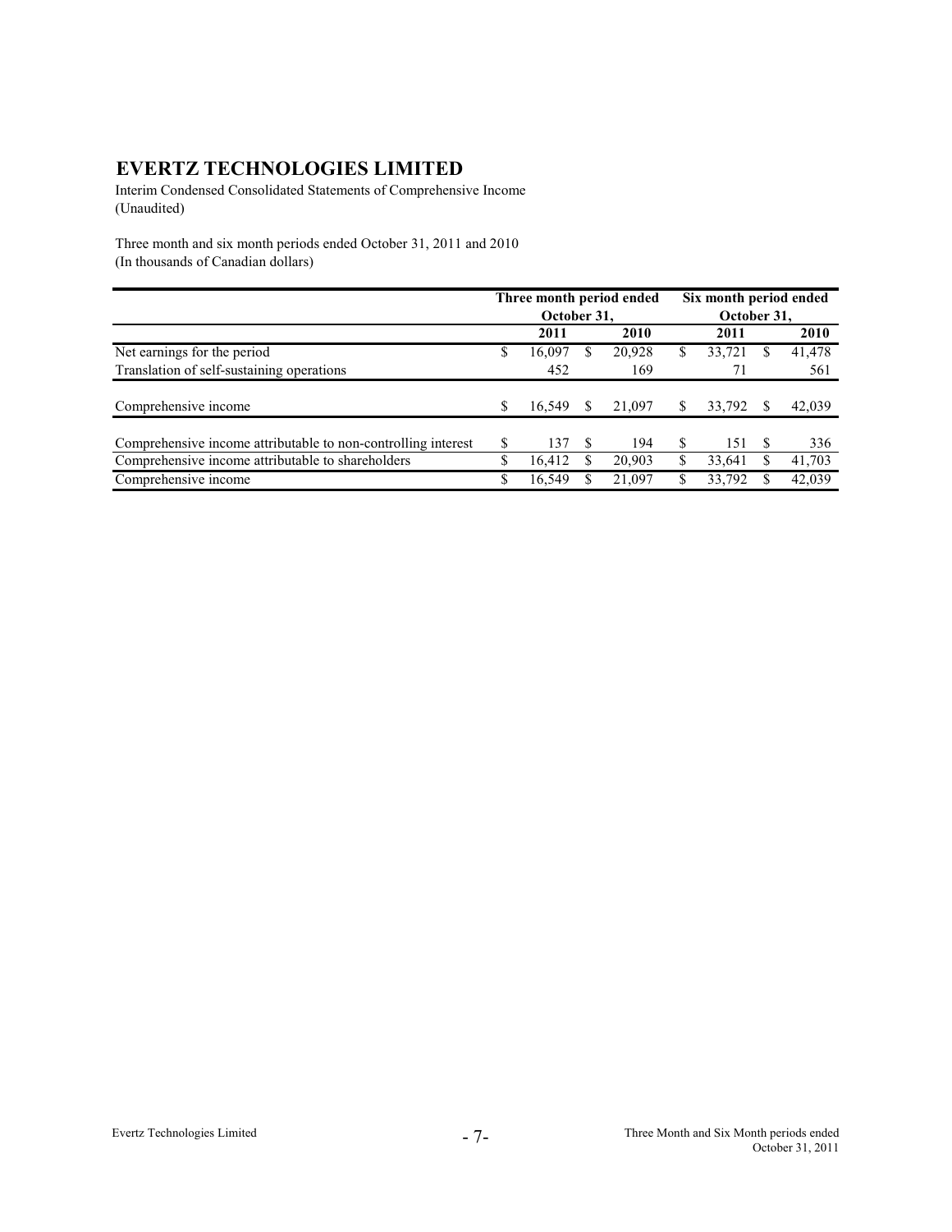# EVERTZ TECHNOLOGIES LIMITED

Interim Condensed Consolidated Statements of Comprehensive Income
(Unaudited)

Three month and six month periods ended October 31, 2011 and 2010
(In thousands of Canadian dollars)

| | Three month period ended October 31, | | Six month period ended October 31, | |
|---|---|---|---|---|
| | **2011** | **2010** | **2011** | **2010** |
| Net earnings for the period | $ 16,097 | $ 20,928 | $ 33,721 | $ 41,478 |
| Translation of self-sustaining operations | 452 | 169 | 71 | 561 |
| Comprehensive income | $ 16,549 | $ 21,097 | $ 33,792 | $ 42,039 |
| Comprehensive income attributable to non-controlling interest | $ 137 | $ 194 | $ 151 | $ 336 |
| Comprehensive income attributable to shareholders | $ 16,412 | $ 20,903 | $ 33,641 | $ 41,703 |
| Comprehensive income | $ 16,549 | $ 21,097 | $ 33,792 | $ 42,039 |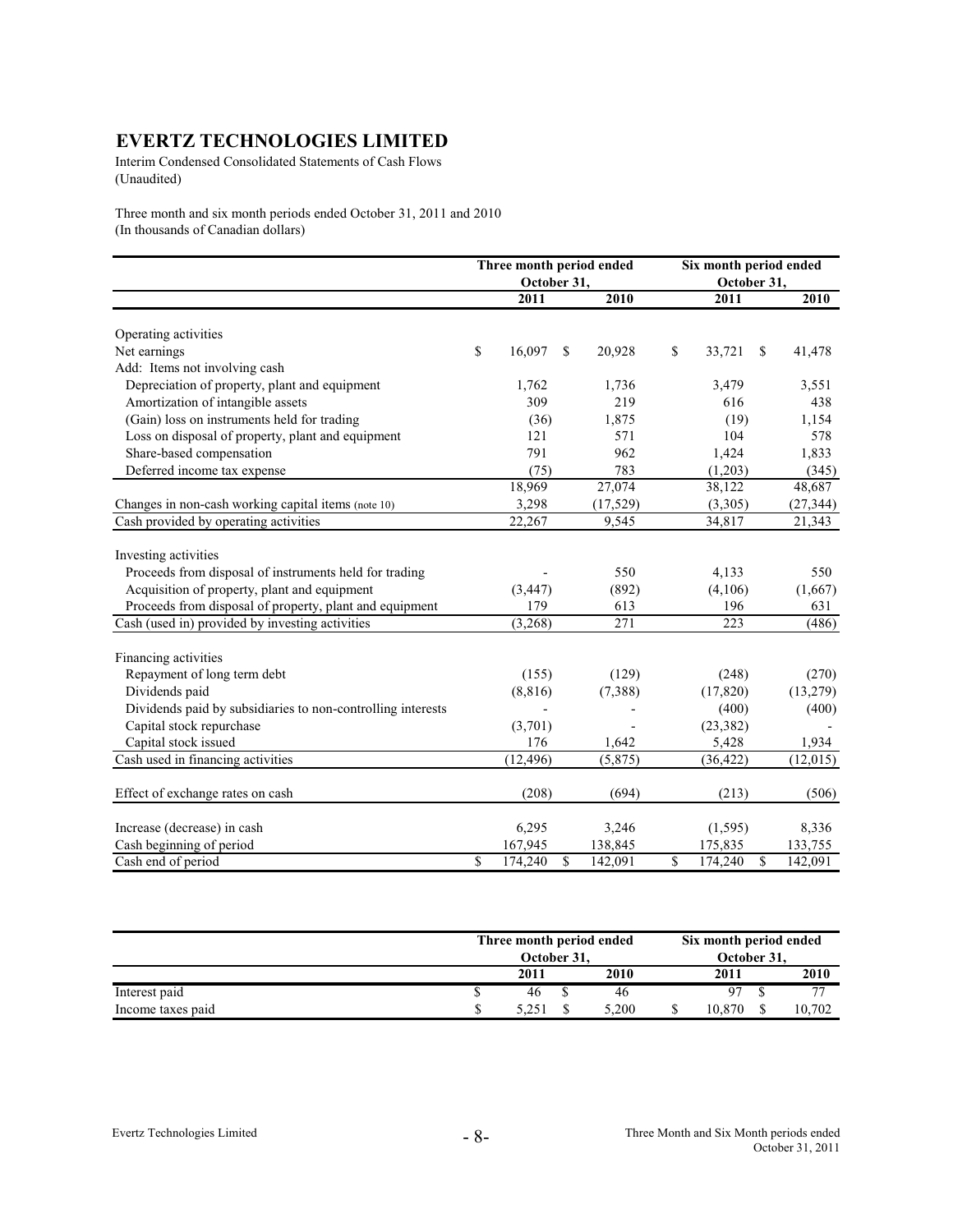# EVERTZ TECHNOLOGIES LIMITED

Interim Condensed Consolidated Statements of Cash Flows
(Unaudited)

Three month and six month periods ended October 31, 2011 and 2010
(In thousands of Canadian dollars)

| | Three month period ended October 31, | | Six month period ended October 31, | |
|---|---|---|---|---|
| | 2011 | 2010 | 2011 | 2010 |
| Operating activities | | | | |
| Net earnings | $ 16,097 | $ 20,928 | $ 33,721 | $ 41,478 |
| Add: Items not involving cash | | | | |
| Depreciation of property, plant and equipment | 1,762 | 1,736 | 3,479 | 3,551 |
| Amortization of intangible assets | 309 | 219 | 616 | 438 |
| (Gain) loss on instruments held for trading | (36) | 1,875 | (19) | 1,154 |
| Loss on disposal of property, plant and equipment | 121 | 571 | 104 | 578 |
| Share-based compensation | 791 | 962 | 1,424 | 1,833 |
| Deferred income tax expense | (75) | 783 | (1,203) | (345) |
| | 18,969 | 27,074 | 38,122 | 48,687 |
| Changes in non-cash working capital items (note 10) | 3,298 | (17,529) | (3,305) | (27,344) |
| Cash provided by operating activities | 22,267 | 9,545 | 34,817 | 21,343 |
| Investing activities | | | | |
| Proceeds from disposal of instruments held for trading | - | 550 | 4,133 | 550 |
| Acquisition of property, plant and equipment | (3,447) | (892) | (4,106) | (1,667) |
| Proceeds from disposal of property, plant and equipment | 179 | 613 | 196 | 631 |
| Cash (used in) provided by investing activities | (3,268) | 271 | 223 | (486) |
| Financing activities | | | | |
| Repayment of long term debt | (155) | (129) | (248) | (270) |
| Dividends paid | (8,816) | (7,388) | (17,820) | (13,279) |
| Dividends paid by subsidiaries to non-controlling interests | - | - | (400) | (400) |
| Capital stock repurchase | (3,701) | - | (23,382) | - |
| Capital stock issued | 176 | 1,642 | 5,428 | 1,934 |
| Cash used in financing activities | (12,496) | (5,875) | (36,422) | (12,015) |
| Effect of exchange rates on cash | (208) | (694) | (213) | (506) |
| Increase (decrease) in cash | 6,295 | 3,246 | (1,595) | 8,336 |
| Cash beginning of period | 167,945 | 138,845 | 175,835 | 133,755 |
| Cash end of period | $ 174,240 | $ 142,091 | $ 174,240 | $ 142,091 |

| | Three month period ended October 31, | | Six month period ended October 31, | |
|---|---|---|---|---|
| | 2011 | 2010 | 2011 | 2010 |
| Interest paid | $ 46 | $ 46 | 97 | $ 77 |
| Income taxes paid | $ 5,251 | $ 5,200 | $ 10,870 | $ 10,702 |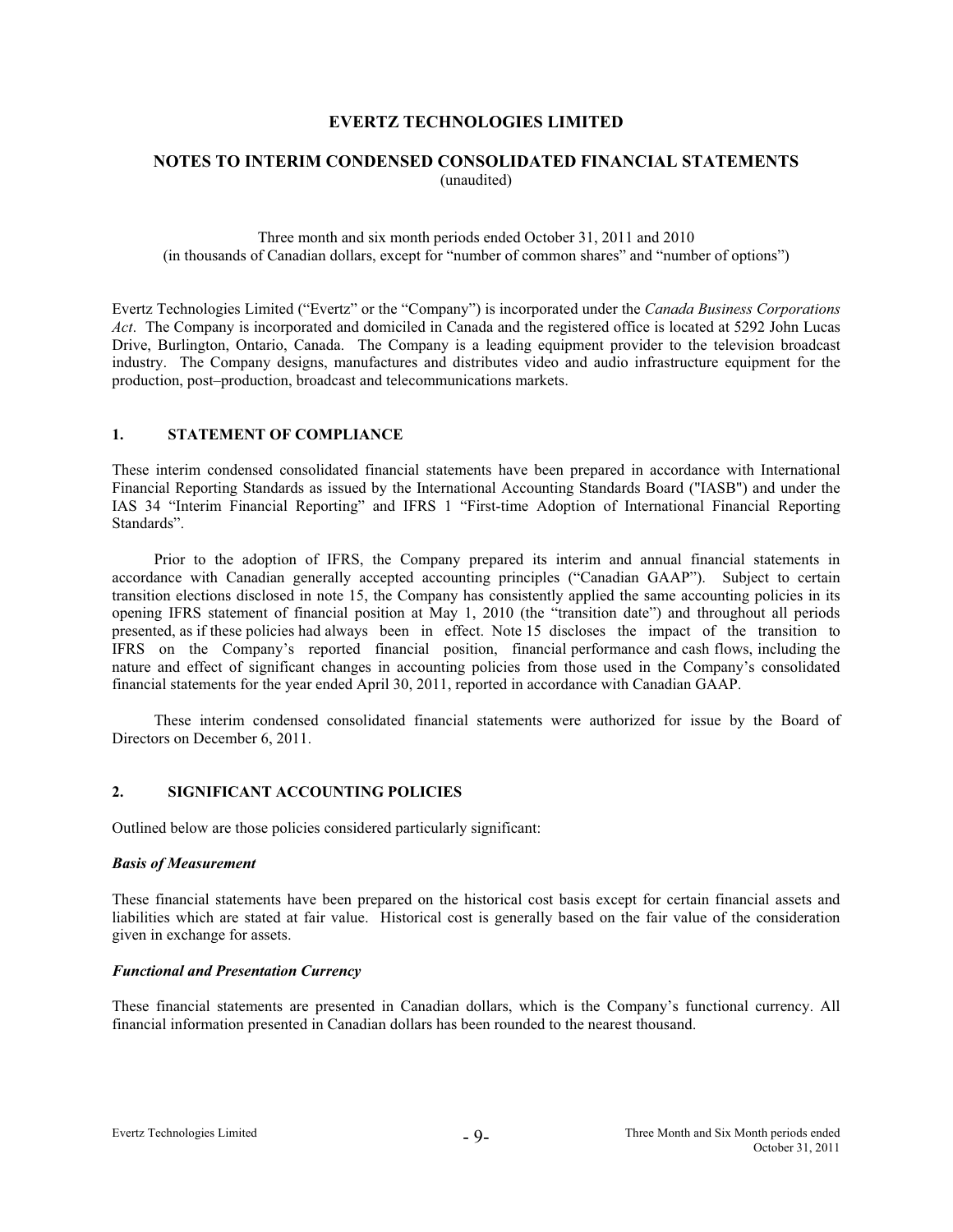# EVERTZ TECHNOLOGIES LIMITED

## NOTES TO INTERIM CONDENSED CONSOLIDATED FINANCIAL STATEMENTS

(unaudited)

Three month and six month periods ended October 31, 2011 and 2010
(in thousands of Canadian dollars, except for "number of common shares" and "number of options")

Evertz Technologies Limited ("Evertz" or the "Company") is incorporated under the *Canada Business Corporations Act*. The Company is incorporated and domiciled in Canada and the registered office is located at 5292 John Lucas Drive, Burlington, Ontario, Canada. The Company is a leading equipment provider to the television broadcast industry. The Company designs, manufactures and distributes video and audio infrastructure equipment for the production, post–production, broadcast and telecommunications markets.

### 1. STATEMENT OF COMPLIANCE

These interim condensed consolidated financial statements have been prepared in accordance with International Financial Reporting Standards as issued by the International Accounting Standards Board ("IASB") and under the IAS 34 "Interim Financial Reporting" and IFRS 1 "First-time Adoption of International Financial Reporting Standards".

Prior to the adoption of IFRS, the Company prepared its interim and annual financial statements in accordance with Canadian generally accepted accounting principles ("Canadian GAAP"). Subject to certain transition elections disclosed in note 15, the Company has consistently applied the same accounting policies in its opening IFRS statement of financial position at May 1, 2010 (the "transition date") and throughout all periods presented, as if these policies had always been in effect. Note 15 discloses the impact of the transition to IFRS on the Company's reported financial position, financial performance and cash flows, including the nature and effect of significant changes in accounting policies from those used in the Company's consolidated financial statements for the year ended April 30, 2011, reported in accordance with Canadian GAAP.

These interim condensed consolidated financial statements were authorized for issue by the Board of Directors on December 6, 2011.

### 2. SIGNIFICANT ACCOUNTING POLICIES

Outlined below are those policies considered particularly significant:

#### *Basis of Measurement*

These financial statements have been prepared on the historical cost basis except for certain financial assets and liabilities which are stated at fair value. Historical cost is generally based on the fair value of the consideration given in exchange for assets.

#### *Functional and Presentation Currency*

These financial statements are presented in Canadian dollars, which is the Company's functional currency. All financial information presented in Canadian dollars has been rounded to the nearest thousand.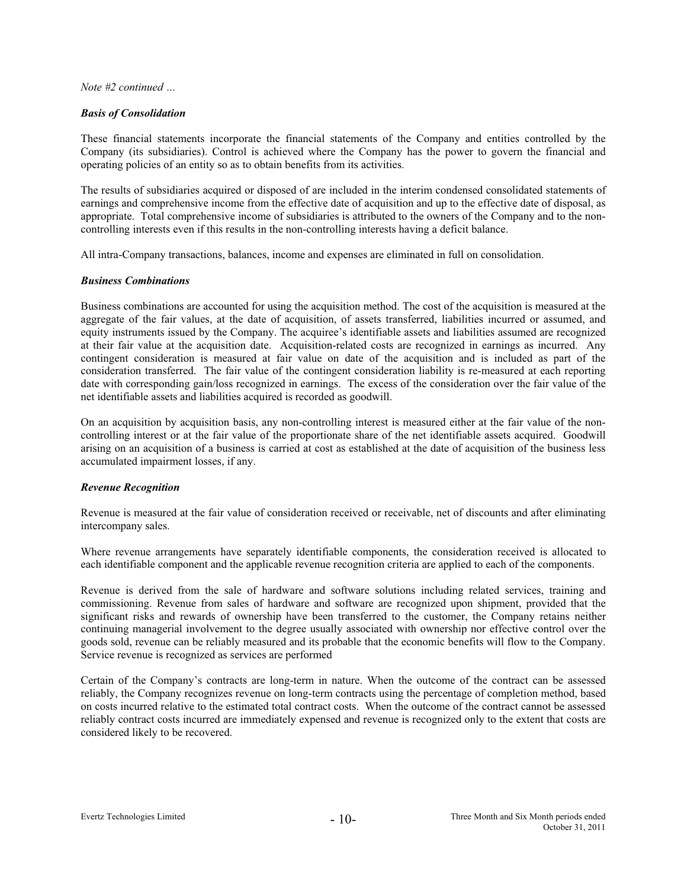*Note #2 continued …*

***Basis of Consolidation***

These financial statements incorporate the financial statements of the Company and entities controlled by the Company (its subsidiaries). Control is achieved where the Company has the power to govern the financial and operating policies of an entity so as to obtain benefits from its activities.

The results of subsidiaries acquired or disposed of are included in the interim condensed consolidated statements of earnings and comprehensive income from the effective date of acquisition and up to the effective date of disposal, as appropriate. Total comprehensive income of subsidiaries is attributed to the owners of the Company and to the non-controlling interests even if this results in the non-controlling interests having a deficit balance.

All intra-Company transactions, balances, income and expenses are eliminated in full on consolidation.

***Business Combinations***

Business combinations are accounted for using the acquisition method. The cost of the acquisition is measured at the aggregate of the fair values, at the date of acquisition, of assets transferred, liabilities incurred or assumed, and equity instruments issued by the Company. The acquiree's identifiable assets and liabilities assumed are recognized at their fair value at the acquisition date. Acquisition-related costs are recognized in earnings as incurred. Any contingent consideration is measured at fair value on date of the acquisition and is included as part of the consideration transferred. The fair value of the contingent consideration liability is re-measured at each reporting date with corresponding gain/loss recognized in earnings. The excess of the consideration over the fair value of the net identifiable assets and liabilities acquired is recorded as goodwill.

On an acquisition by acquisition basis, any non-controlling interest is measured either at the fair value of the non-controlling interest or at the fair value of the proportionate share of the net identifiable assets acquired. Goodwill arising on an acquisition of a business is carried at cost as established at the date of acquisition of the business less accumulated impairment losses, if any.

***Revenue Recognition***

Revenue is measured at the fair value of consideration received or receivable, net of discounts and after eliminating intercompany sales.

Where revenue arrangements have separately identifiable components, the consideration received is allocated to each identifiable component and the applicable revenue recognition criteria are applied to each of the components.

Revenue is derived from the sale of hardware and software solutions including related services, training and commissioning. Revenue from sales of hardware and software are recognized upon shipment, provided that the significant risks and rewards of ownership have been transferred to the customer, the Company retains neither continuing managerial involvement to the degree usually associated with ownership nor effective control over the goods sold, revenue can be reliably measured and its probable that the economic benefits will flow to the Company. Service revenue is recognized as services are performed

Certain of the Company's contracts are long-term in nature. When the outcome of the contract can be assessed reliably, the Company recognizes revenue on long-term contracts using the percentage of completion method, based on costs incurred relative to the estimated total contract costs. When the outcome of the contract cannot be assessed reliably contract costs incurred are immediately expensed and revenue is recognized only to the extent that costs are considered likely to be recovered.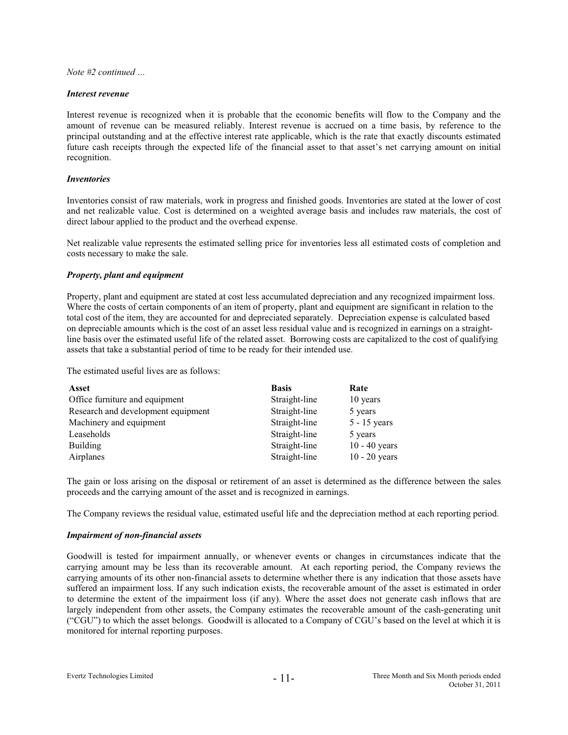*Note #2 continued …*

***Interest revenue***

Interest revenue is recognized when it is probable that the economic benefits will flow to the Company and the amount of revenue can be measured reliably. Interest revenue is accrued on a time basis, by reference to the principal outstanding and at the effective interest rate applicable, which is the rate that exactly discounts estimated future cash receipts through the expected life of the financial asset to that asset's net carrying amount on initial recognition.

***Inventories***

Inventories consist of raw materials, work in progress and finished goods. Inventories are stated at the lower of cost and net realizable value. Cost is determined on a weighted average basis and includes raw materials, the cost of direct labour applied to the product and the overhead expense.

Net realizable value represents the estimated selling price for inventories less all estimated costs of completion and costs necessary to make the sale.

***Property, plant and equipment***

Property, plant and equipment are stated at cost less accumulated depreciation and any recognized impairment loss. Where the costs of certain components of an item of property, plant and equipment are significant in relation to the total cost of the item, they are accounted for and depreciated separately. Depreciation expense is calculated based on depreciable amounts which is the cost of an asset less residual value and is recognized in earnings on a straight-line basis over the estimated useful life of the related asset. Borrowing costs are capitalized to the cost of qualifying assets that take a substantial period of time to be ready for their intended use.

The estimated useful lives are as follows:

| **Asset** | **Basis** | **Rate** |
|---|---|---|
| Office furniture and equipment | Straight-line | 10 years |
| Research and development equipment | Straight-line | 5 years |
| Machinery and equipment | Straight-line | 5 - 15 years |
| Leaseholds | Straight-line | 5 years |
| Building | Straight-line | 10 - 40 years |
| Airplanes | Straight-line | 10 - 20 years |

The gain or loss arising on the disposal or retirement of an asset is determined as the difference between the sales proceeds and the carrying amount of the asset and is recognized in earnings.

The Company reviews the residual value, estimated useful life and the depreciation method at each reporting period.

***Impairment of non-financial assets***

Goodwill is tested for impairment annually, or whenever events or changes in circumstances indicate that the carrying amount may be less than its recoverable amount. At each reporting period, the Company reviews the carrying amounts of its other non-financial assets to determine whether there is any indication that those assets have suffered an impairment loss. If any such indication exists, the recoverable amount of the asset is estimated in order to determine the extent of the impairment loss (if any). Where the asset does not generate cash inflows that are largely independent from other assets, the Company estimates the recoverable amount of the cash-generating unit ("CGU") to which the asset belongs. Goodwill is allocated to a Company of CGU's based on the level at which it is monitored for internal reporting purposes.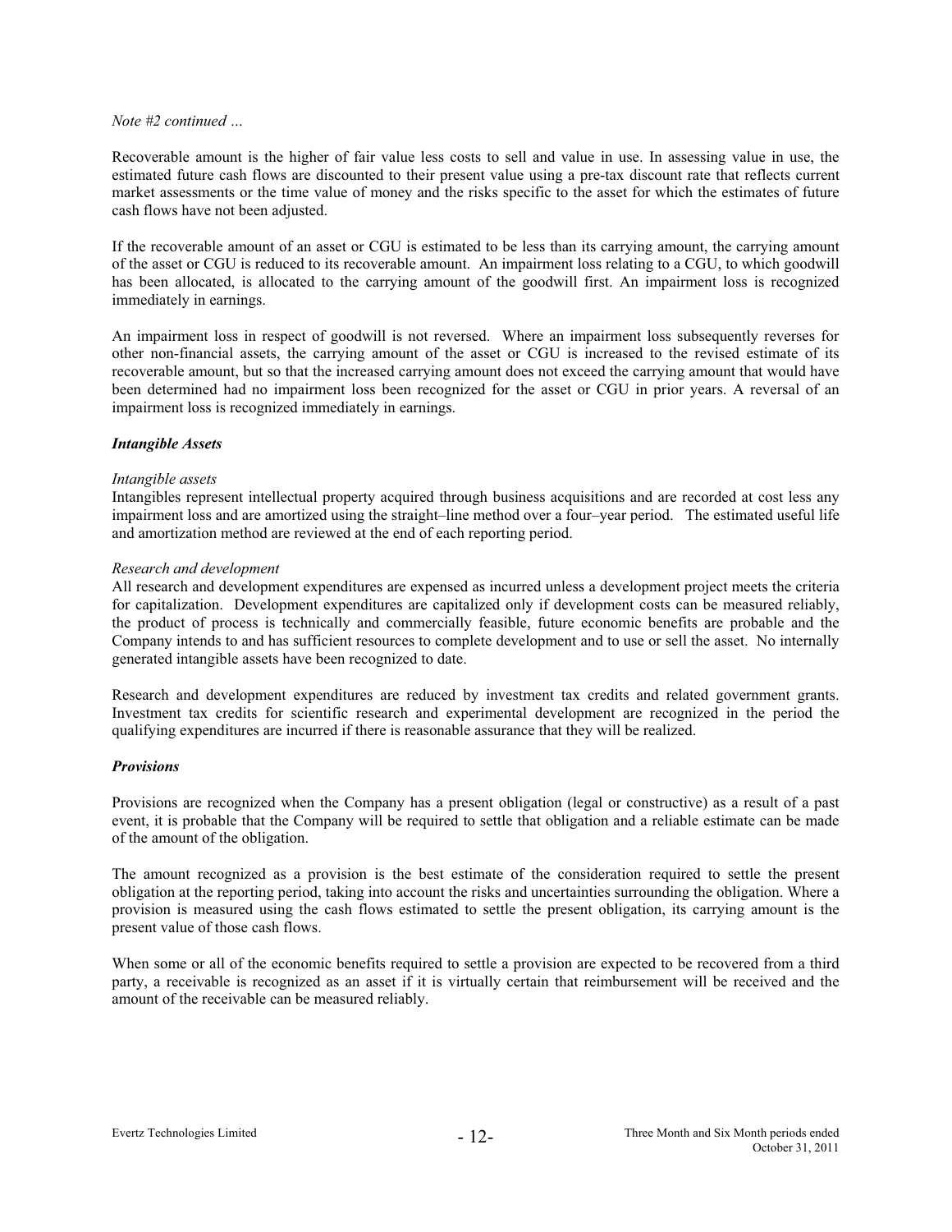*Note #2 continued …*

Recoverable amount is the higher of fair value less costs to sell and value in use. In assessing value in use, the estimated future cash flows are discounted to their present value using a pre-tax discount rate that reflects current market assessments or the time value of money and the risks specific to the asset for which the estimates of future cash flows have not been adjusted.

If the recoverable amount of an asset or CGU is estimated to be less than its carrying amount, the carrying amount of the asset or CGU is reduced to its recoverable amount. An impairment loss relating to a CGU, to which goodwill has been allocated, is allocated to the carrying amount of the goodwill first. An impairment loss is recognized immediately in earnings.

An impairment loss in respect of goodwill is not reversed. Where an impairment loss subsequently reverses for other non-financial assets, the carrying amount of the asset or CGU is increased to the revised estimate of its recoverable amount, but so that the increased carrying amount does not exceed the carrying amount that would have been determined had no impairment loss been recognized for the asset or CGU in prior years. A reversal of an impairment loss is recognized immediately in earnings.

***Intangible Assets***

*Intangible assets*

Intangibles represent intellectual property acquired through business acquisitions and are recorded at cost less any impairment loss and are amortized using the straight–line method over a four–year period. The estimated useful life and amortization method are reviewed at the end of each reporting period.

*Research and development*

All research and development expenditures are expensed as incurred unless a development project meets the criteria for capitalization. Development expenditures are capitalized only if development costs can be measured reliably, the product of process is technically and commercially feasible, future economic benefits are probable and the Company intends to and has sufficient resources to complete development and to use or sell the asset. No internally generated intangible assets have been recognized to date.

Research and development expenditures are reduced by investment tax credits and related government grants. Investment tax credits for scientific research and experimental development are recognized in the period the qualifying expenditures are incurred if there is reasonable assurance that they will be realized.

***Provisions***

Provisions are recognized when the Company has a present obligation (legal or constructive) as a result of a past event, it is probable that the Company will be required to settle that obligation and a reliable estimate can be made of the amount of the obligation.

The amount recognized as a provision is the best estimate of the consideration required to settle the present obligation at the reporting period, taking into account the risks and uncertainties surrounding the obligation. Where a provision is measured using the cash flows estimated to settle the present obligation, its carrying amount is the present value of those cash flows.

When some or all of the economic benefits required to settle a provision are expected to be recovered from a third party, a receivable is recognized as an asset if it is virtually certain that reimbursement will be received and the amount of the receivable can be measured reliably.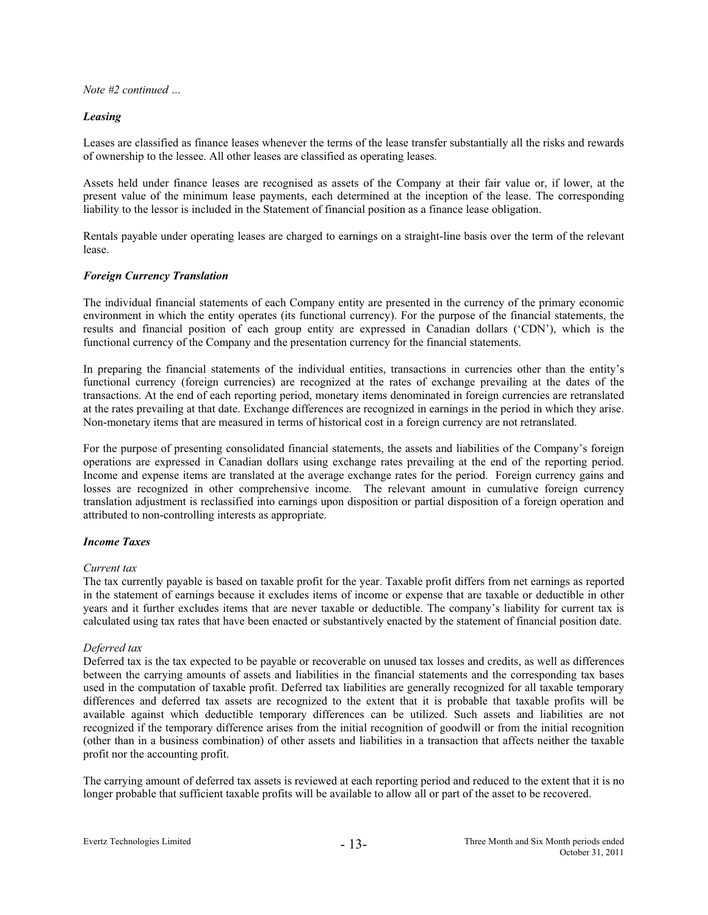*Note #2 continued …*

### *Leasing*

Leases are classified as finance leases whenever the terms of the lease transfer substantially all the risks and rewards of ownership to the lessee. All other leases are classified as operating leases.

Assets held under finance leases are recognised as assets of the Company at their fair value or, if lower, at the present value of the minimum lease payments, each determined at the inception of the lease. The corresponding liability to the lessor is included in the Statement of financial position as a finance lease obligation.

Rentals payable under operating leases are charged to earnings on a straight-line basis over the term of the relevant lease.

### *Foreign Currency Translation*

The individual financial statements of each Company entity are presented in the currency of the primary economic environment in which the entity operates (its functional currency). For the purpose of the financial statements, the results and financial position of each group entity are expressed in Canadian dollars ('CDN'), which is the functional currency of the Company and the presentation currency for the financial statements.

In preparing the financial statements of the individual entities, transactions in currencies other than the entity's functional currency (foreign currencies) are recognized at the rates of exchange prevailing at the dates of the transactions. At the end of each reporting period, monetary items denominated in foreign currencies are retranslated at the rates prevailing at that date. Exchange differences are recognized in earnings in the period in which they arise. Non-monetary items that are measured in terms of historical cost in a foreign currency are not retranslated.

For the purpose of presenting consolidated financial statements, the assets and liabilities of the Company's foreign operations are expressed in Canadian dollars using exchange rates prevailing at the end of the reporting period. Income and expense items are translated at the average exchange rates for the period. Foreign currency gains and losses are recognized in other comprehensive income. The relevant amount in cumulative foreign currency translation adjustment is reclassified into earnings upon disposition or partial disposition of a foreign operation and attributed to non-controlling interests as appropriate.

### *Income Taxes*

*Current tax*
The tax currently payable is based on taxable profit for the year. Taxable profit differs from net earnings as reported in the statement of earnings because it excludes items of income or expense that are taxable or deductible in other years and it further excludes items that are never taxable or deductible. The company's liability for current tax is calculated using tax rates that have been enacted or substantively enacted by the statement of financial position date.

*Deferred tax*
Deferred tax is the tax expected to be payable or recoverable on unused tax losses and credits, as well as differences between the carrying amounts of assets and liabilities in the financial statements and the corresponding tax bases used in the computation of taxable profit. Deferred tax liabilities are generally recognized for all taxable temporary differences and deferred tax assets are recognized to the extent that it is probable that taxable profits will be available against which deductible temporary differences can be utilized. Such assets and liabilities are not recognized if the temporary difference arises from the initial recognition of goodwill or from the initial recognition (other than in a business combination) of other assets and liabilities in a transaction that affects neither the taxable profit nor the accounting profit.

The carrying amount of deferred tax assets is reviewed at each reporting period and reduced to the extent that it is no longer probable that sufficient taxable profits will be available to allow all or part of the asset to be recovered.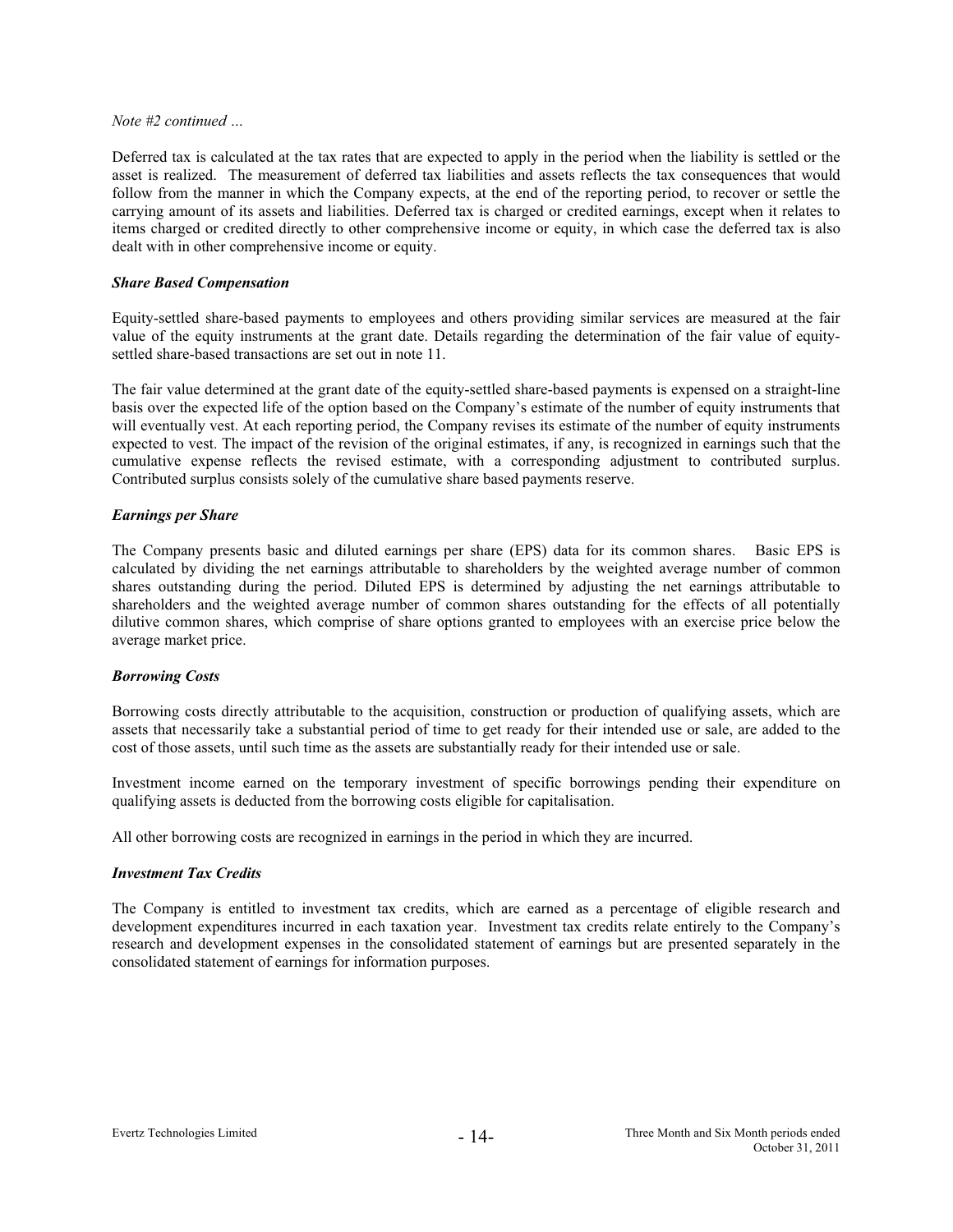*Note #2 continued …*

Deferred tax is calculated at the tax rates that are expected to apply in the period when the liability is settled or the asset is realized. The measurement of deferred tax liabilities and assets reflects the tax consequences that would follow from the manner in which the Company expects, at the end of the reporting period, to recover or settle the carrying amount of its assets and liabilities. Deferred tax is charged or credited earnings, except when it relates to items charged or credited directly to other comprehensive income or equity, in which case the deferred tax is also dealt with in other comprehensive income or equity.

***Share Based Compensation***

Equity-settled share-based payments to employees and others providing similar services are measured at the fair value of the equity instruments at the grant date. Details regarding the determination of the fair value of equity-settled share-based transactions are set out in note 11.

The fair value determined at the grant date of the equity-settled share-based payments is expensed on a straight-line basis over the expected life of the option based on the Company's estimate of the number of equity instruments that will eventually vest. At each reporting period, the Company revises its estimate of the number of equity instruments expected to vest. The impact of the revision of the original estimates, if any, is recognized in earnings such that the cumulative expense reflects the revised estimate, with a corresponding adjustment to contributed surplus. Contributed surplus consists solely of the cumulative share based payments reserve.

***Earnings per Share***

The Company presents basic and diluted earnings per share (EPS) data for its common shares. Basic EPS is calculated by dividing the net earnings attributable to shareholders by the weighted average number of common shares outstanding during the period. Diluted EPS is determined by adjusting the net earnings attributable to shareholders and the weighted average number of common shares outstanding for the effects of all potentially dilutive common shares, which comprise of share options granted to employees with an exercise price below the average market price.

***Borrowing Costs***

Borrowing costs directly attributable to the acquisition, construction or production of qualifying assets, which are assets that necessarily take a substantial period of time to get ready for their intended use or sale, are added to the cost of those assets, until such time as the assets are substantially ready for their intended use or sale.

Investment income earned on the temporary investment of specific borrowings pending their expenditure on qualifying assets is deducted from the borrowing costs eligible for capitalisation.

All other borrowing costs are recognized in earnings in the period in which they are incurred.

***Investment Tax Credits***

The Company is entitled to investment tax credits, which are earned as a percentage of eligible research and development expenditures incurred in each taxation year. Investment tax credits relate entirely to the Company's research and development expenses in the consolidated statement of earnings but are presented separately in the consolidated statement of earnings for information purposes.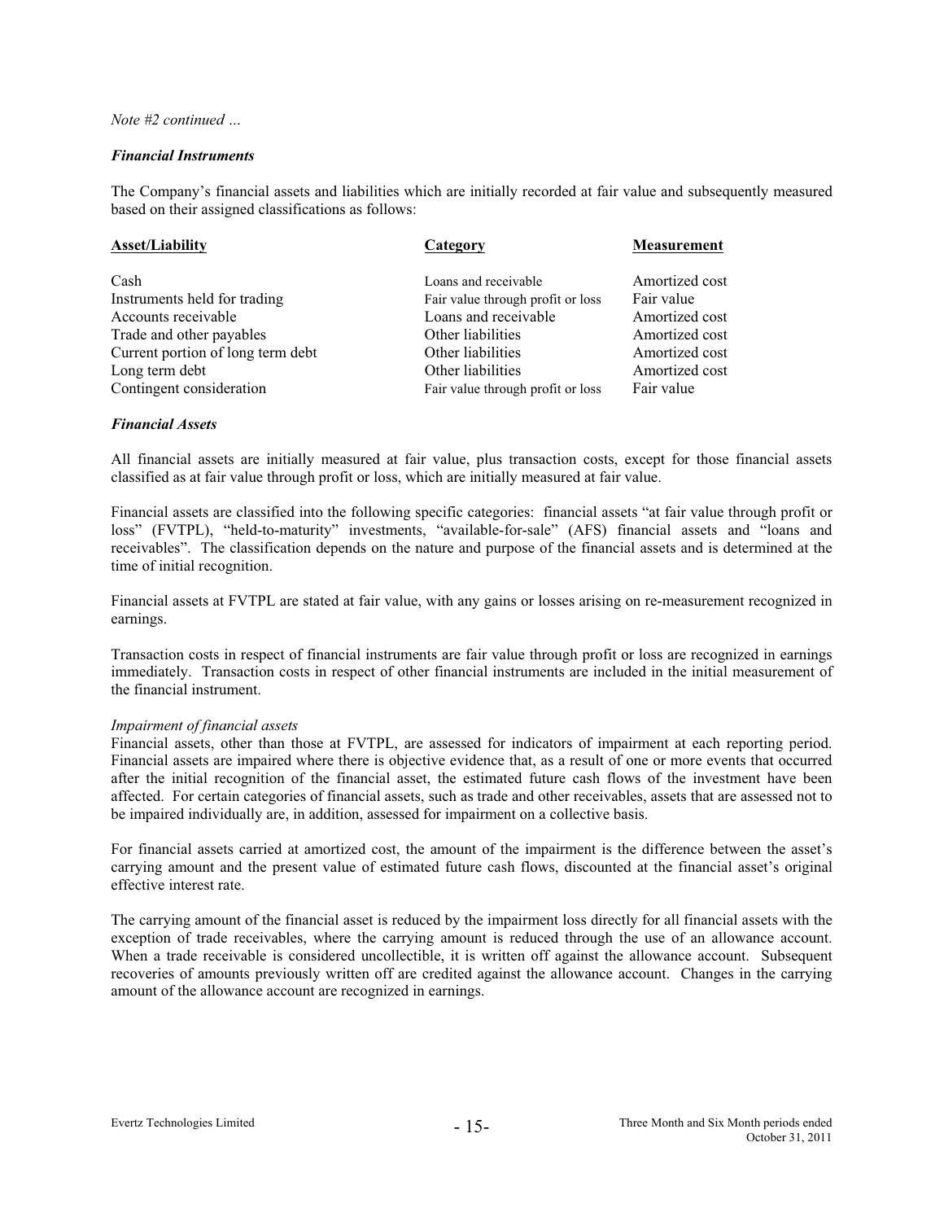*Note #2 continued …*

***Financial Instruments***

The Company's financial assets and liabilities which are initially recorded at fair value and subsequently measured based on their assigned classifications as follows:

| Asset/Liability | Category | Measurement |
|---|---|---|
| Cash | Loans and receivable | Amortized cost |
| Instruments held for trading | Fair value through profit or loss | Fair value |
| Accounts receivable | Loans and receivable | Amortized cost |
| Trade and other payables | Other liabilities | Amortized cost |
| Current portion of long term debt | Other liabilities | Amortized cost |
| Long term debt | Other liabilities | Amortized cost |
| Contingent consideration | Fair value through profit or loss | Fair value |

***Financial Assets***

All financial assets are initially measured at fair value, plus transaction costs, except for those financial assets classified as at fair value through profit or loss, which are initially measured at fair value.

Financial assets are classified into the following specific categories: financial assets "at fair value through profit or loss" (FVTPL), "held-to-maturity" investments, "available-for-sale" (AFS) financial assets and "loans and receivables". The classification depends on the nature and purpose of the financial assets and is determined at the time of initial recognition.

Financial assets at FVTPL are stated at fair value, with any gains or losses arising on re-measurement recognized in earnings.

Transaction costs in respect of financial instruments are fair value through profit or loss are recognized in earnings immediately. Transaction costs in respect of other financial instruments are included in the initial measurement of the financial instrument.

*Impairment of financial assets*

Financial assets, other than those at FVTPL, are assessed for indicators of impairment at each reporting period. Financial assets are impaired where there is objective evidence that, as a result of one or more events that occurred after the initial recognition of the financial asset, the estimated future cash flows of the investment have been affected. For certain categories of financial assets, such as trade and other receivables, assets that are assessed not to be impaired individually are, in addition, assessed for impairment on a collective basis.

For financial assets carried at amortized cost, the amount of the impairment is the difference between the asset's carrying amount and the present value of estimated future cash flows, discounted at the financial asset's original effective interest rate.

The carrying amount of the financial asset is reduced by the impairment loss directly for all financial assets with the exception of trade receivables, where the carrying amount is reduced through the use of an allowance account. When a trade receivable is considered uncollectible, it is written off against the allowance account. Subsequent recoveries of amounts previously written off are credited against the allowance account. Changes in the carrying amount of the allowance account are recognized in earnings.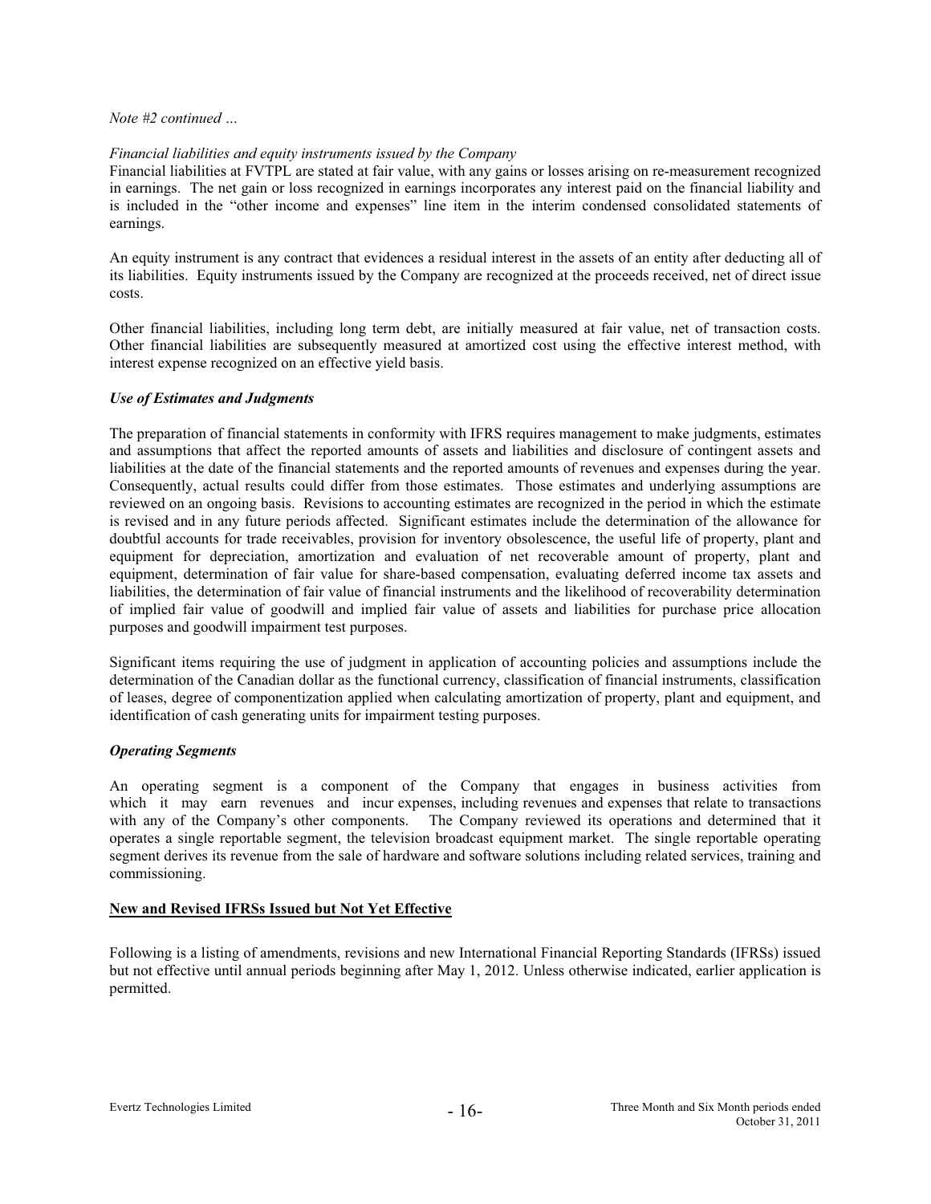*Note #2 continued …*

*Financial liabilities and equity instruments issued by the Company*

Financial liabilities at FVTPL are stated at fair value, with any gains or losses arising on re-measurement recognized in earnings. The net gain or loss recognized in earnings incorporates any interest paid on the financial liability and is included in the "other income and expenses" line item in the interim condensed consolidated statements of earnings.

An equity instrument is any contract that evidences a residual interest in the assets of an entity after deducting all of its liabilities. Equity instruments issued by the Company are recognized at the proceeds received, net of direct issue costs.

Other financial liabilities, including long term debt, are initially measured at fair value, net of transaction costs. Other financial liabilities are subsequently measured at amortized cost using the effective interest method, with interest expense recognized on an effective yield basis.

***Use of Estimates and Judgments***

The preparation of financial statements in conformity with IFRS requires management to make judgments, estimates and assumptions that affect the reported amounts of assets and liabilities and disclosure of contingent assets and liabilities at the date of the financial statements and the reported amounts of revenues and expenses during the year. Consequently, actual results could differ from those estimates. Those estimates and underlying assumptions are reviewed on an ongoing basis. Revisions to accounting estimates are recognized in the period in which the estimate is revised and in any future periods affected. Significant estimates include the determination of the allowance for doubtful accounts for trade receivables, provision for inventory obsolescence, the useful life of property, plant and equipment for depreciation, amortization and evaluation of net recoverable amount of property, plant and equipment, determination of fair value for share-based compensation, evaluating deferred income tax assets and liabilities, the determination of fair value of financial instruments and the likelihood of recoverability determination of implied fair value of goodwill and implied fair value of assets and liabilities for purchase price allocation purposes and goodwill impairment test purposes.

Significant items requiring the use of judgment in application of accounting policies and assumptions include the determination of the Canadian dollar as the functional currency, classification of financial instruments, classification of leases, degree of componentization applied when calculating amortization of property, plant and equipment, and identification of cash generating units for impairment testing purposes.

***Operating Segments***

An operating segment is a component of the Company that engages in business activities from which it may earn revenues and incur expenses, including revenues and expenses that relate to transactions with any of the Company's other components. The Company reviewed its operations and determined that it operates a single reportable segment, the television broadcast equipment market. The single reportable operating segment derives its revenue from the sale of hardware and software solutions including related services, training and commissioning.

**New and Revised IFRSs Issued but Not Yet Effective**

Following is a listing of amendments, revisions and new International Financial Reporting Standards (IFRSs) issued but not effective until annual periods beginning after May 1, 2012. Unless otherwise indicated, earlier application is permitted.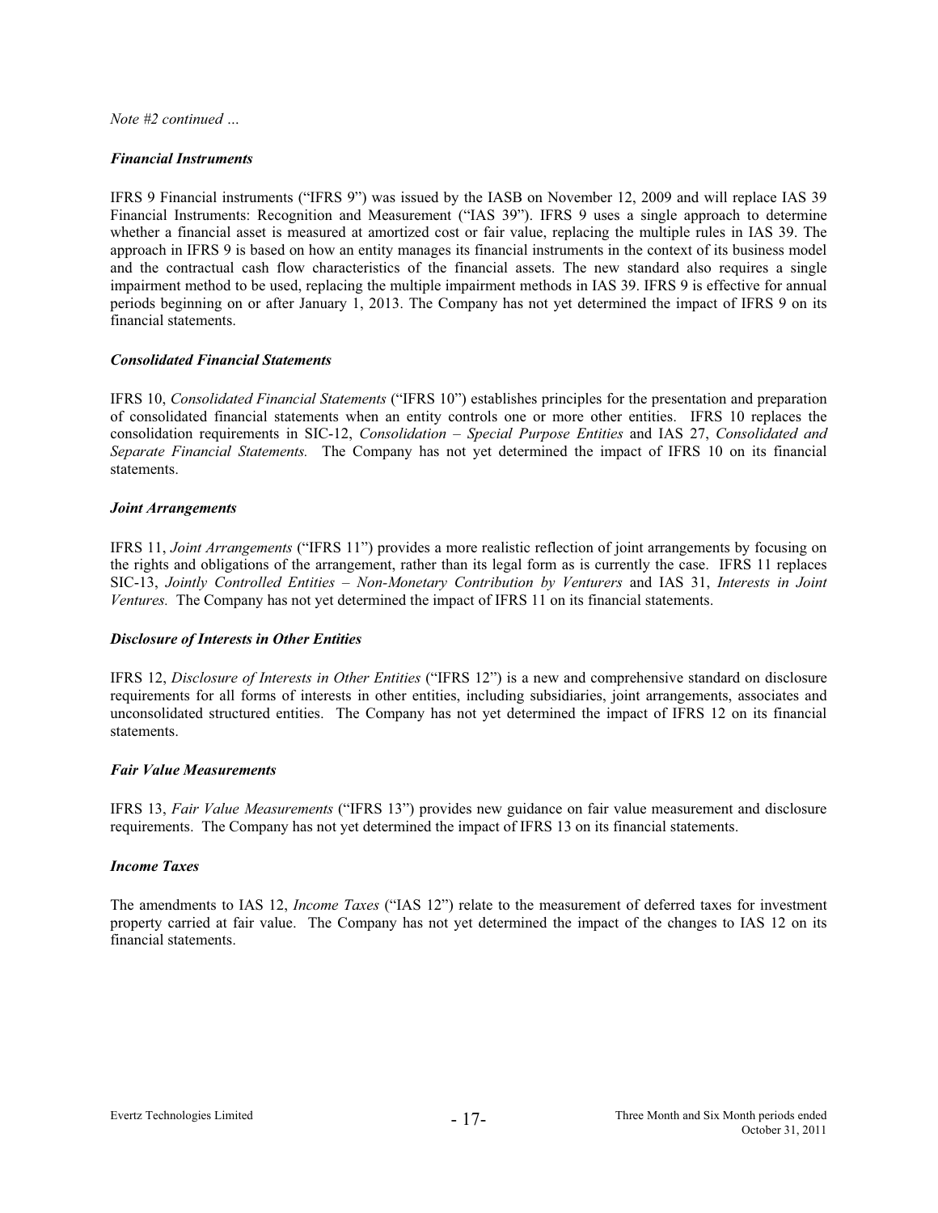*Note #2 continued …*

***Financial Instruments***

IFRS 9 Financial instruments ("IFRS 9") was issued by the IASB on November 12, 2009 and will replace IAS 39 Financial Instruments: Recognition and Measurement ("IAS 39"). IFRS 9 uses a single approach to determine whether a financial asset is measured at amortized cost or fair value, replacing the multiple rules in IAS 39. The approach in IFRS 9 is based on how an entity manages its financial instruments in the context of its business model and the contractual cash flow characteristics of the financial assets. The new standard also requires a single impairment method to be used, replacing the multiple impairment methods in IAS 39. IFRS 9 is effective for annual periods beginning on or after January 1, 2013. The Company has not yet determined the impact of IFRS 9 on its financial statements.

***Consolidated Financial Statements***

IFRS 10, *Consolidated Financial Statements* ("IFRS 10") establishes principles for the presentation and preparation of consolidated financial statements when an entity controls one or more other entities. IFRS 10 replaces the consolidation requirements in SIC-12, *Consolidation – Special Purpose Entities* and IAS 27, *Consolidated and Separate Financial Statements.* The Company has not yet determined the impact of IFRS 10 on its financial statements.

***Joint Arrangements***

IFRS 11, *Joint Arrangements* ("IFRS 11") provides a more realistic reflection of joint arrangements by focusing on the rights and obligations of the arrangement, rather than its legal form as is currently the case. IFRS 11 replaces SIC-13, *Jointly Controlled Entities – Non-Monetary Contribution by Venturers* and IAS 31, *Interests in Joint Ventures.* The Company has not yet determined the impact of IFRS 11 on its financial statements.

***Disclosure of Interests in Other Entities***

IFRS 12, *Disclosure of Interests in Other Entities* ("IFRS 12") is a new and comprehensive standard on disclosure requirements for all forms of interests in other entities, including subsidiaries, joint arrangements, associates and unconsolidated structured entities. The Company has not yet determined the impact of IFRS 12 on its financial statements.

***Fair Value Measurements***

IFRS 13, *Fair Value Measurements* ("IFRS 13") provides new guidance on fair value measurement and disclosure requirements. The Company has not yet determined the impact of IFRS 13 on its financial statements.

***Income Taxes***

The amendments to IAS 12, *Income Taxes* ("IAS 12") relate to the measurement of deferred taxes for investment property carried at fair value. The Company has not yet determined the impact of the changes to IAS 12 on its financial statements.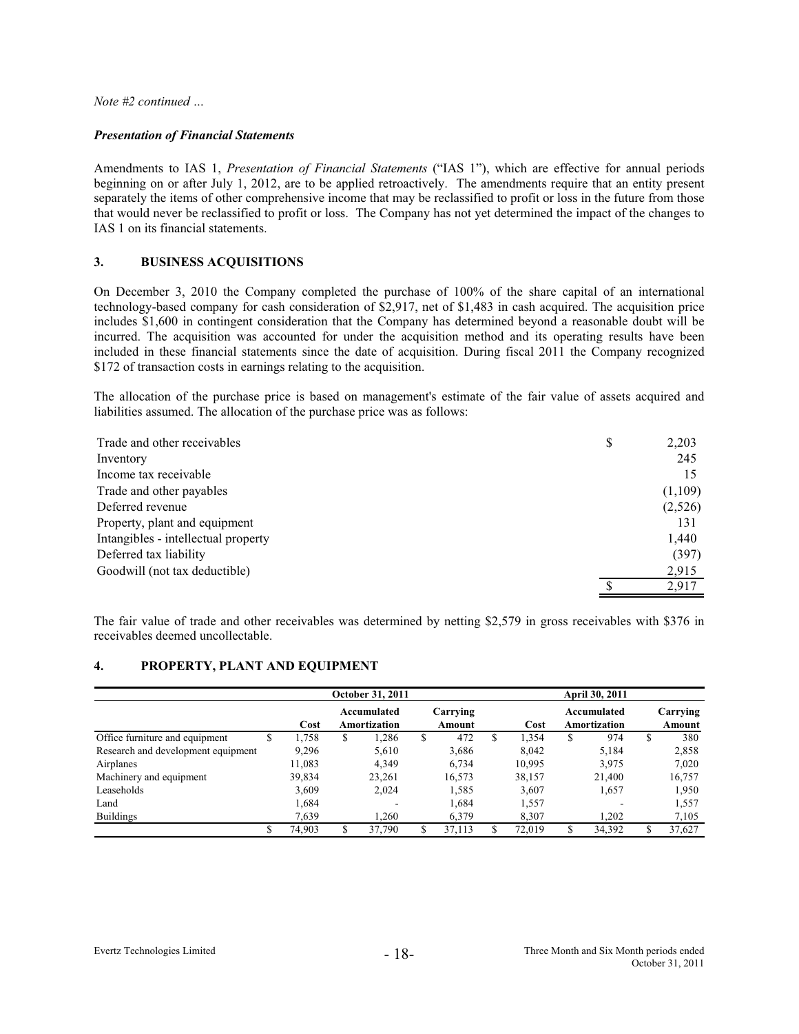*Note #2 continued …*

***Presentation of Financial Statements***

Amendments to IAS 1, *Presentation of Financial Statements* ("IAS 1"), which are effective for annual periods beginning on or after July 1, 2012, are to be applied retroactively. The amendments require that an entity present separately the items of other comprehensive income that may be reclassified to profit or loss in the future from those that would never be reclassified to profit or loss. The Company has not yet determined the impact of the changes to IAS 1 on its financial statements.

## 3. BUSINESS ACQUISITIONS

On December 3, 2010 the Company completed the purchase of 100% of the share capital of an international technology-based company for cash consideration of $2,917, net of $1,483 in cash acquired. The acquisition price includes $1,600 in contingent consideration that the Company has determined beyond a reasonable doubt will be incurred. The acquisition was accounted for under the acquisition method and its operating results have been included in these financial statements since the date of acquisition. During fiscal 2011 the Company recognized $172 of transaction costs in earnings relating to the acquisition.

The allocation of the purchase price is based on management's estimate of the fair value of assets acquired and liabilities assumed. The allocation of the purchase price was as follows:

| | |
|---|---|
| Trade and other receivables | $ 2,203 |
| Inventory | 245 |
| Income tax receivable | 15 |
| Trade and other payables | (1,109) |
| Deferred revenue | (2,526) |
| Property, plant and equipment | 131 |
| Intangibles - intellectual property | 1,440 |
| Deferred tax liability | (397) |
| Goodwill (not tax deductible) | 2,915 |
| | $ 2,917 |

The fair value of trade and other receivables was determined by netting $2,579 in gross receivables with $376 in receivables deemed uncollectable.

## 4. PROPERTY, PLANT AND EQUIPMENT

| | October 31, 2011 | | | April 30, 2011 | | |
|---|---|---|---|---|---|---|
| | Cost | Accumulated Amortization | Carrying Amount | Cost | Accumulated Amortization | Carrying Amount |
| Office furniture and equipment | $ 1,758 | $ 1,286 | $ 472 | $ 1,354 | $ 974 | $ 380 |
| Research and development equipment | 9,296 | 5,610 | 3,686 | 8,042 | 5,184 | 2,858 |
| Airplanes | 11,083 | 4,349 | 6,734 | 10,995 | 3,975 | 7,020 |
| Machinery and equipment | 39,834 | 23,261 | 16,573 | 38,157 | 21,400 | 16,757 |
| Leaseholds | 3,609 | 2,024 | 1,585 | 3,607 | 1,657 | 1,950 |
| Land | 1,684 | - | 1,684 | 1,557 | - | 1,557 |
| Buildings | 7,639 | 1,260 | 6,379 | 8,307 | 1,202 | 7,105 |
| | $ 74,903 | $ 37,790 | $ 37,113 | $ 72,019 | $ 34,392 | $ 37,627 |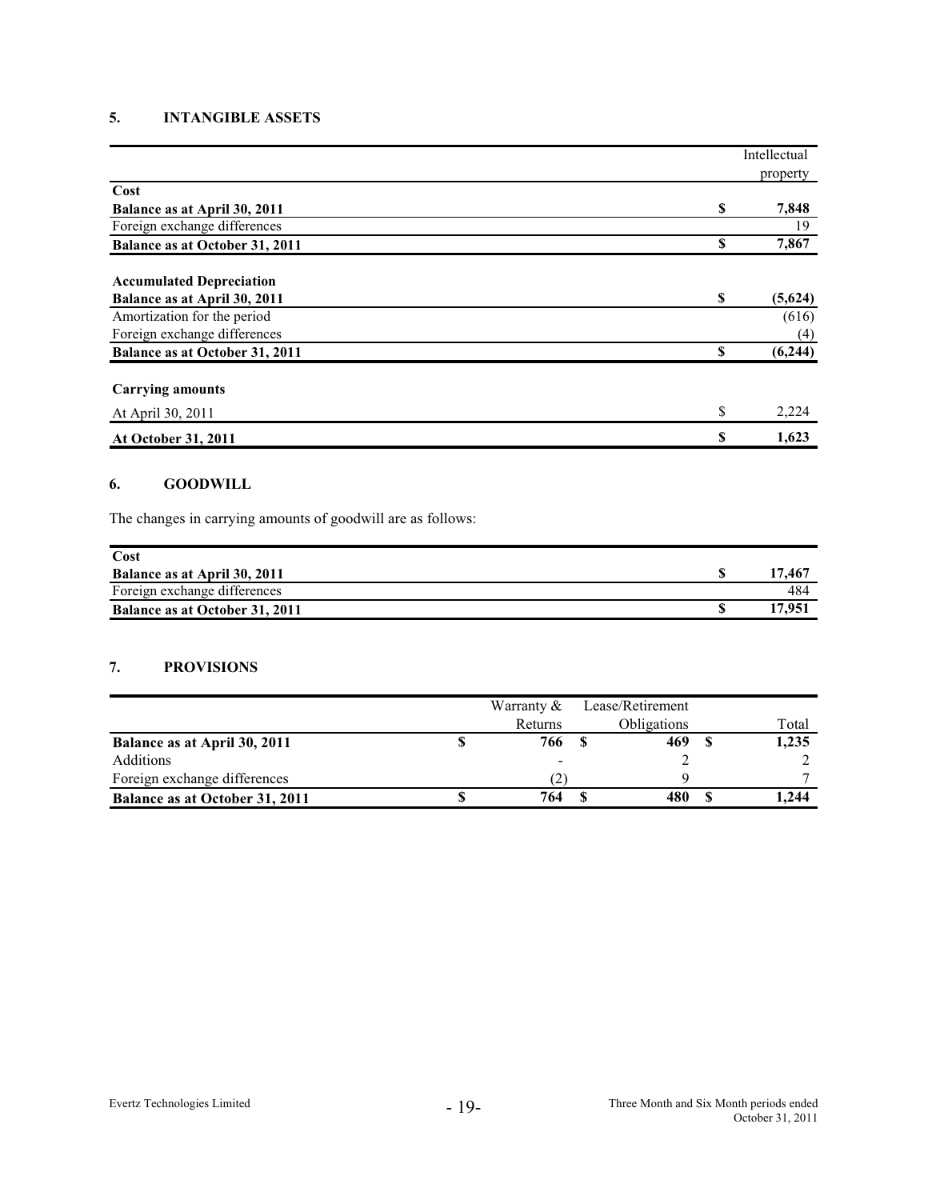## 5. INTANGIBLE ASSETS

| | Intellectual property |
|---|---|
| **Cost** | |
| **Balance as at April 30, 2011** | **$ 7,848** |
| Foreign exchange differences | 19 |
| **Balance as at October 31, 2011** | **$ 7,867** |
| | |
| **Accumulated Depreciation** | |
| **Balance as at April 30, 2011** | **$ (5,624)** |
| Amortization for the period | (616) |
| Foreign exchange differences | (4) |
| **Balance as at October 31, 2011** | **$ (6,244)** |
| | |
| **Carrying amounts** | |
| At April 30, 2011 | $ 2,224 |
| **At October 31, 2011** | **$ 1,623** |

## 6. GOODWILL

The changes in carrying amounts of goodwill are as follows:

| **Cost** | |
|---|---|
| **Balance as at April 30, 2011** | **$ 17,467** |
| Foreign exchange differences | 484 |
| **Balance as at October 31, 2011** | **$ 17,951** |

## 7. PROVISIONS

| | Warranty & Returns | Lease/Retirement Obligations | Total |
|---|---|---|---|
| **Balance as at April 30, 2011** | **$ 766** | **$ 469** | **$ 1,235** |
| Additions | - | 2 | 2 |
| Foreign exchange differences | (2) | 9 | 7 |
| **Balance as at October 31, 2011** | **$ 764** | **$ 480** | **$ 1,244** |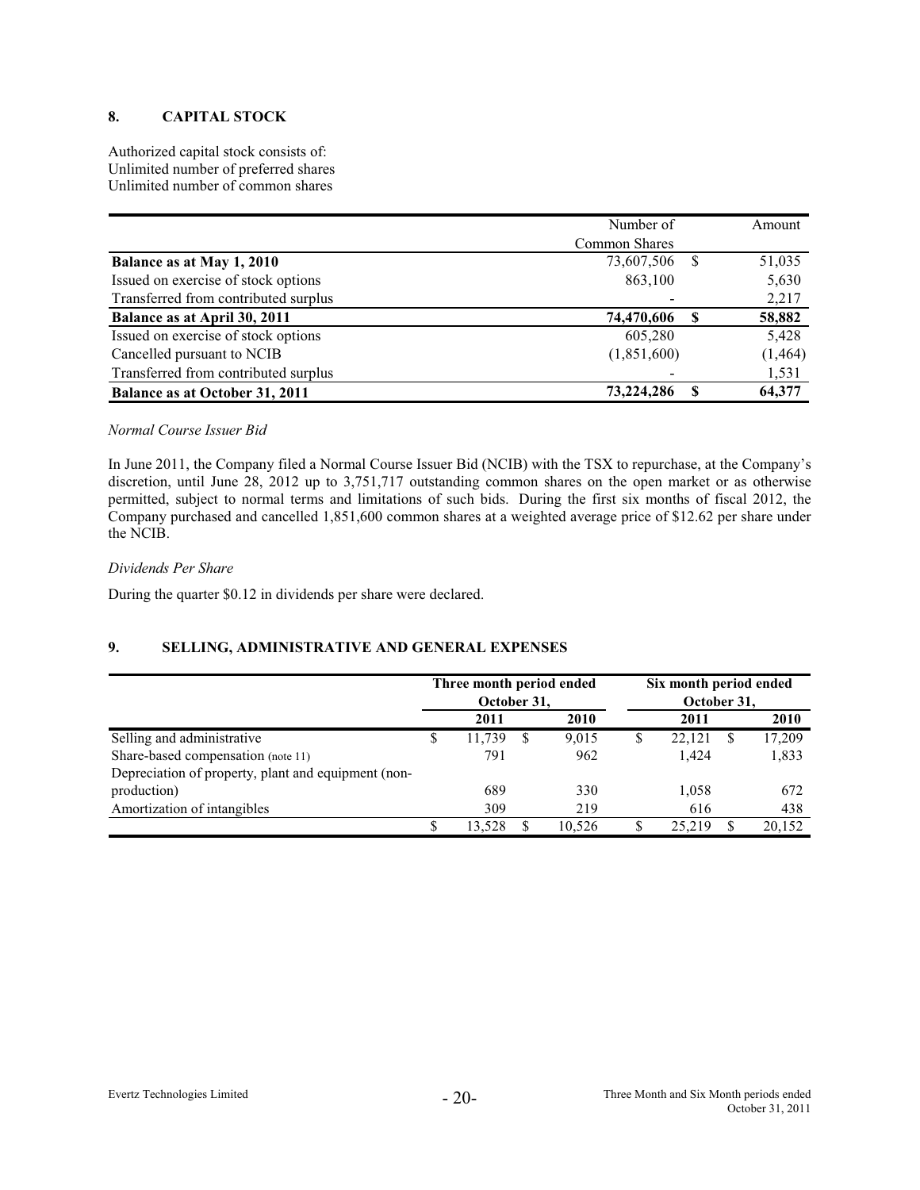## 8. CAPITAL STOCK

Authorized capital stock consists of:
Unlimited number of preferred shares
Unlimited number of common shares

| | Number of Common Shares | Amount |
|---|---|---|
| **Balance as at May 1, 2010** | 73,607,506 | $ 51,035 |
| Issued on exercise of stock options | 863,100 | 5,630 |
| Transferred from contributed surplus | - | 2,217 |
| **Balance as at April 30, 2011** | **74,470,606** | **$ 58,882** |
| Issued on exercise of stock options | 605,280 | 5,428 |
| Cancelled pursuant to NCIB | (1,851,600) | (1,464) |
| Transferred from contributed surplus | - | 1,531 |
| **Balance as at October 31, 2011** | **73,224,286** | **$ 64,377** |

*Normal Course Issuer Bid*

In June 2011, the Company filed a Normal Course Issuer Bid (NCIB) with the TSX to repurchase, at the Company's discretion, until June 28, 2012 up to 3,751,717 outstanding common shares on the open market or as otherwise permitted, subject to normal terms and limitations of such bids. During the first six months of fiscal 2012, the Company purchased and cancelled 1,851,600 common shares at a weighted average price of $12.62 per share under the NCIB.

*Dividends Per Share*

During the quarter $0.12 in dividends per share were declared.

## 9. SELLING, ADMINISTRATIVE AND GENERAL EXPENSES

| | Three month period ended October 31, | | Six month period ended October 31, | |
|---|---|---|---|---|
| | **2011** | **2010** | **2011** | **2010** |
| Selling and administrative | $ 11,739 | $ 9,015 | $ 22,121 | $ 17,209 |
| Share-based compensation (note 11) | 791 | 962 | 1,424 | 1,833 |
| Depreciation of property, plant and equipment (non-production) | 689 | 330 | 1,058 | 672 |
| Amortization of intangibles | 309 | 219 | 616 | 438 |
| | $ 13,528 | $ 10,526 | $ 25,219 | $ 20,152 |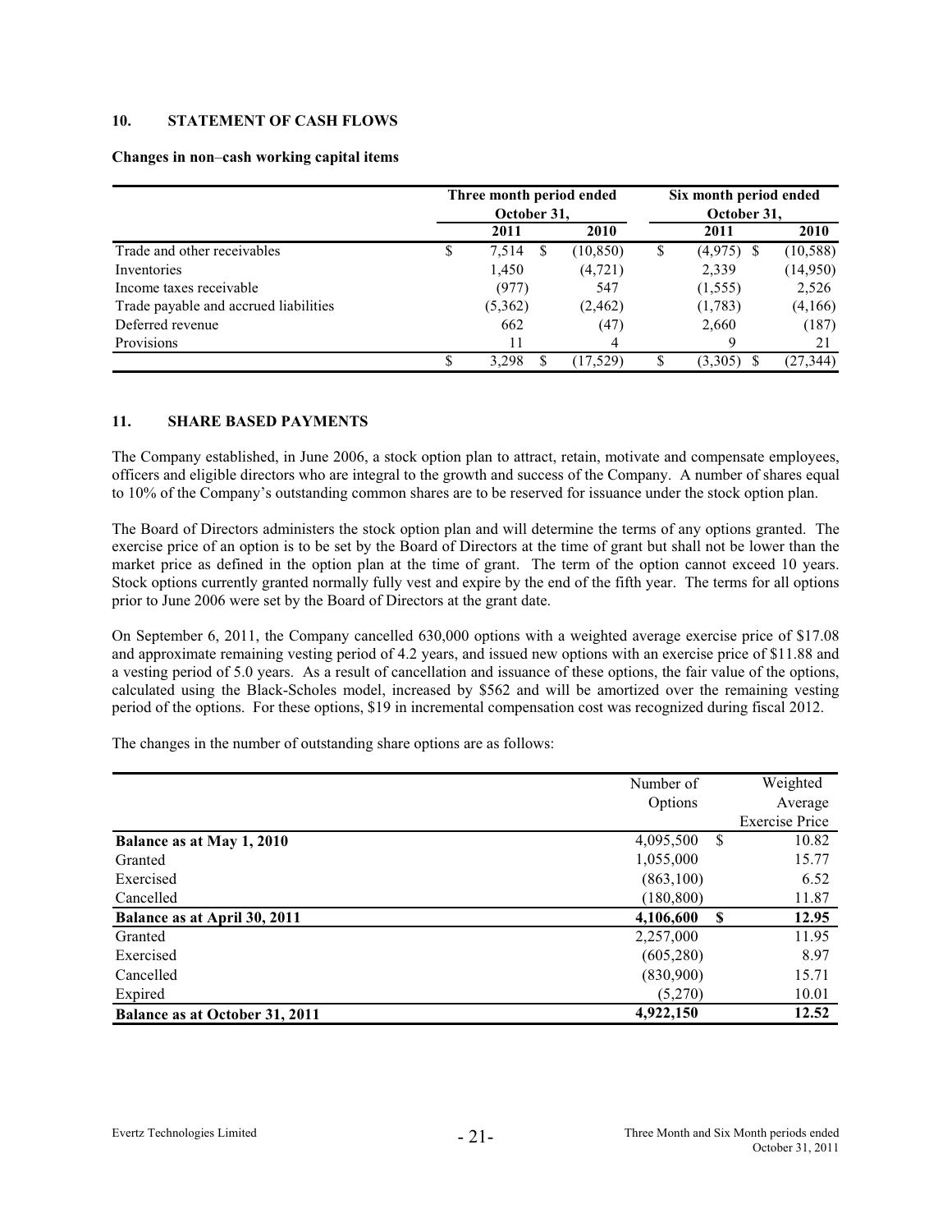## 10. STATEMENT OF CASH FLOWS

**Changes in non–cash working capital items**

| | Three month period ended October 31, | | Six month period ended October 31, | |
|---|---|---|---|---|
| | **2011** | **2010** | **2011** | **2010** |
| Trade and other receivables | $ 7,514 | $ (10,850) | $ (4,975) | $ (10,588) |
| Inventories | 1,450 | (4,721) | 2,339 | (14,950) |
| Income taxes receivable | (977) | 547 | (1,555) | 2,526 |
| Trade payable and accrued liabilities | (5,362) | (2,462) | (1,783) | (4,166) |
| Deferred revenue | 662 | (47) | 2,660 | (187) |
| Provisions | 11 | 4 | 9 | 21 |
| | $ 3,298 | $ (17,529) | $ (3,305) | $ (27,344) |

## 11. SHARE BASED PAYMENTS

The Company established, in June 2006, a stock option plan to attract, retain, motivate and compensate employees, officers and eligible directors who are integral to the growth and success of the Company. A number of shares equal to 10% of the Company's outstanding common shares are to be reserved for issuance under the stock option plan.

The Board of Directors administers the stock option plan and will determine the terms of any options granted. The exercise price of an option is to be set by the Board of Directors at the time of grant but shall not be lower than the market price as defined in the option plan at the time of grant. The term of the option cannot exceed 10 years. Stock options currently granted normally fully vest and expire by the end of the fifth year. The terms for all options prior to June 2006 were set by the Board of Directors at the grant date.

On September 6, 2011, the Company cancelled 630,000 options with a weighted average exercise price of $17.08 and approximate remaining vesting period of 4.2 years, and issued new options with an exercise price of $11.88 and a vesting period of 5.0 years. As a result of cancellation and issuance of these options, the fair value of the options, calculated using the Black-Scholes model, increased by $562 and will be amortized over the remaining vesting period of the options. For these options, $19 in incremental compensation cost was recognized during fiscal 2012.

The changes in the number of outstanding share options are as follows:

| | Number of Options | Weighted Average Exercise Price |
|---|---|---|
| **Balance as at May 1, 2010** | 4,095,500 | $ 10.82 |
| Granted | 1,055,000 | 15.77 |
| Exercised | (863,100) | 6.52 |
| Cancelled | (180,800) | 11.87 |
| **Balance as at April 30, 2011** | **4,106,600** | **$ 12.95** |
| Granted | 2,257,000 | 11.95 |
| Exercised | (605,280) | 8.97 |
| Cancelled | (830,900) | 15.71 |
| Expired | (5,270) | 10.01 |
| **Balance as at October 31, 2011** | **4,922,150** | **12.52** |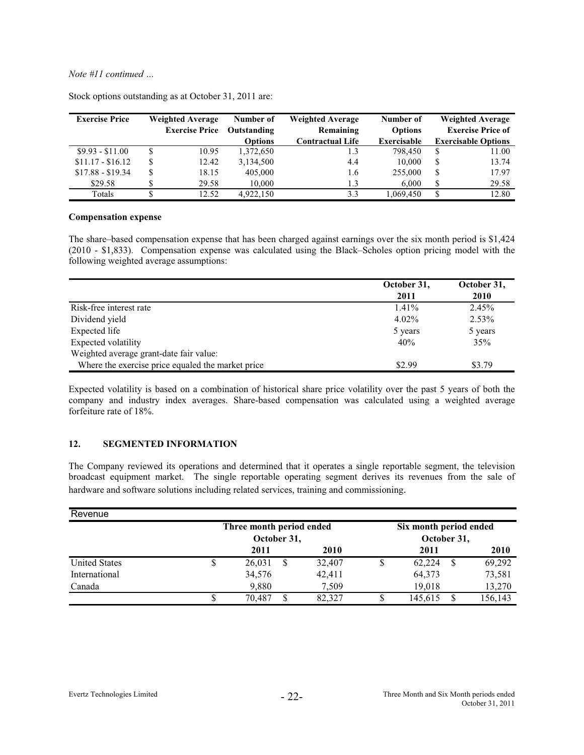*Note #11 continued …*

Stock options outstanding as at October 31, 2011 are:

| Exercise Price | Weighted Average Exercise Price | Number of Outstanding Options | Weighted Average Remaining Contractual Life | Number of Options Exercisable | Weighted Average Exercise Price of Exercisable Options |
|---|---|---|---|---|---|
| $9.93 - $11.00 | $ 10.95 | 1,372,650 | 1.3 | 798,450 | $ 11.00 |
| $11.17 - $16.12 | $ 12.42 | 3,134,500 | 4.4 | 10,000 | $ 13.74 |
| $17.88 - $19.34 | $ 18.15 | 405,000 | 1.6 | 255,000 | $ 17.97 |
| $29.58 | $ 29.58 | 10,000 | 1.3 | 6,000 | $ 29.58 |
| Totals | $ 12.52 | 4,922,150 | 3.3 | 1,069,450 | $ 12.80 |

**Compensation expense**

The share–based compensation expense that has been charged against earnings over the six month period is $1,424 (2010 - $1,833). Compensation expense was calculated using the Black–Scholes option pricing model with the following weighted average assumptions:

| | October 31, 2011 | October 31, 2010 |
|---|---|---|
| Risk-free interest rate | 1.41% | 2.45% |
| Dividend yield | 4.02% | 2.53% |
| Expected life | 5 years | 5 years |
| Expected volatility | 40% | 35% |
| Weighted average grant-date fair value: | | |
| Where the exercise price equaled the market price | $2.99 | $3.79 |

Expected volatility is based on a combination of historical share price volatility over the past 5 years of both the company and industry index averages. Share-based compensation was calculated using a weighted average forfeiture rate of 18%.

## 12. SEGMENTED INFORMATION

The Company reviewed its operations and determined that it operates a single reportable segment, the television broadcast equipment market. The single reportable operating segment derives its revenues from the sale of hardware and software solutions including related services, training and commissioning.

| Revenue | Three month period ended October 31, | | Six month period ended October 31, | |
|---|---|---|---|---|
| | 2011 | 2010 | 2011 | 2010 |
| United States | $ 26,031 | $ 32,407 | $ 62,224 | $ 69,292 |
| International | 34,576 | 42,411 | 64,373 | 73,581 |
| Canada | 9,880 | 7,509 | 19,018 | 13,270 |
| | $ 70,487 | $ 82,327 | $ 145,615 | $ 156,143 |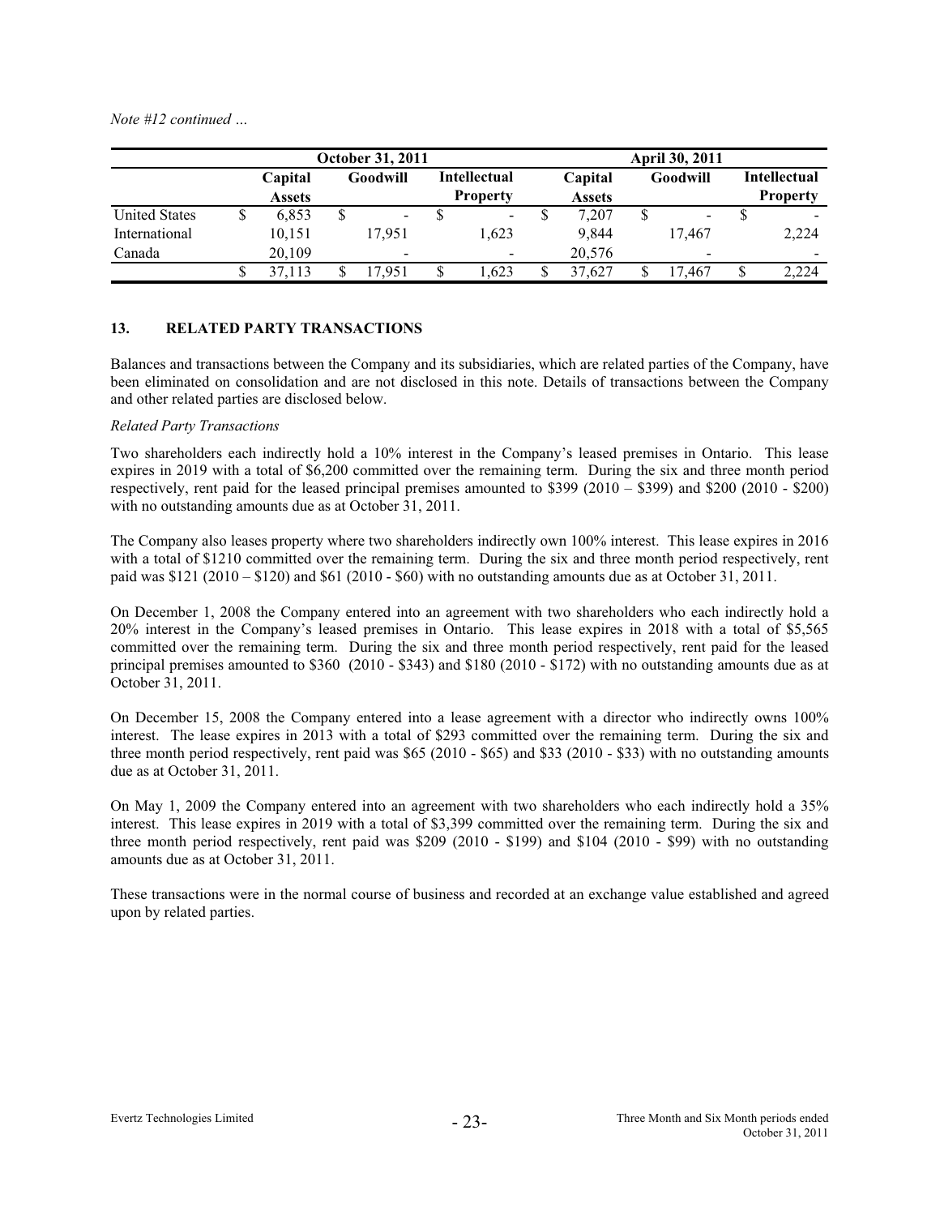*Note #12 continued …*

| | October 31, 2011 | | | April 30, 2011 | | |
|---|---|---|---|---|---|---|
| | Capital Assets | Goodwill | Intellectual Property | Capital Assets | Goodwill | Intellectual Property |
| United States | $ 6,853 | $ - | $ - | $ 7,207 | $ - | $ - |
| International | 10,151 | 17,951 | 1,623 | 9,844 | 17,467 | 2,224 |
| Canada | 20,109 | - | - | 20,576 | - | - |
| | $ 37,113 | $ 17,951 | $ 1,623 | $ 37,627 | $ 17,467 | $ 2,224 |

## 13. RELATED PARTY TRANSACTIONS

Balances and transactions between the Company and its subsidiaries, which are related parties of the Company, have been eliminated on consolidation and are not disclosed in this note. Details of transactions between the Company and other related parties are disclosed below.

*Related Party Transactions*

Two shareholders each indirectly hold a 10% interest in the Company's leased premises in Ontario. This lease expires in 2019 with a total of $6,200 committed over the remaining term. During the six and three month period respectively, rent paid for the leased principal premises amounted to $399 (2010 – $399) and $200 (2010 - $200) with no outstanding amounts due as at October 31, 2011.

The Company also leases property where two shareholders indirectly own 100% interest. This lease expires in 2016 with a total of $1210 committed over the remaining term. During the six and three month period respectively, rent paid was $121 (2010 – $120) and $61 (2010 - $60) with no outstanding amounts due as at October 31, 2011.

On December 1, 2008 the Company entered into an agreement with two shareholders who each indirectly hold a 20% interest in the Company's leased premises in Ontario. This lease expires in 2018 with a total of $5,565 committed over the remaining term. During the six and three month period respectively, rent paid for the leased principal premises amounted to $360 (2010 - $343) and $180 (2010 - $172) with no outstanding amounts due as at October 31, 2011.

On December 15, 2008 the Company entered into a lease agreement with a director who indirectly owns 100% interest. The lease expires in 2013 with a total of $293 committed over the remaining term. During the six and three month period respectively, rent paid was $65 (2010 - $65) and $33 (2010 - $33) with no outstanding amounts due as at October 31, 2011.

On May 1, 2009 the Company entered into an agreement with two shareholders who each indirectly hold a 35% interest. This lease expires in 2019 with a total of $3,399 committed over the remaining term. During the six and three month period respectively, rent paid was $209 (2010 - $199) and $104 (2010 - $99) with no outstanding amounts due as at October 31, 2011.

These transactions were in the normal course of business and recorded at an exchange value established and agreed upon by related parties.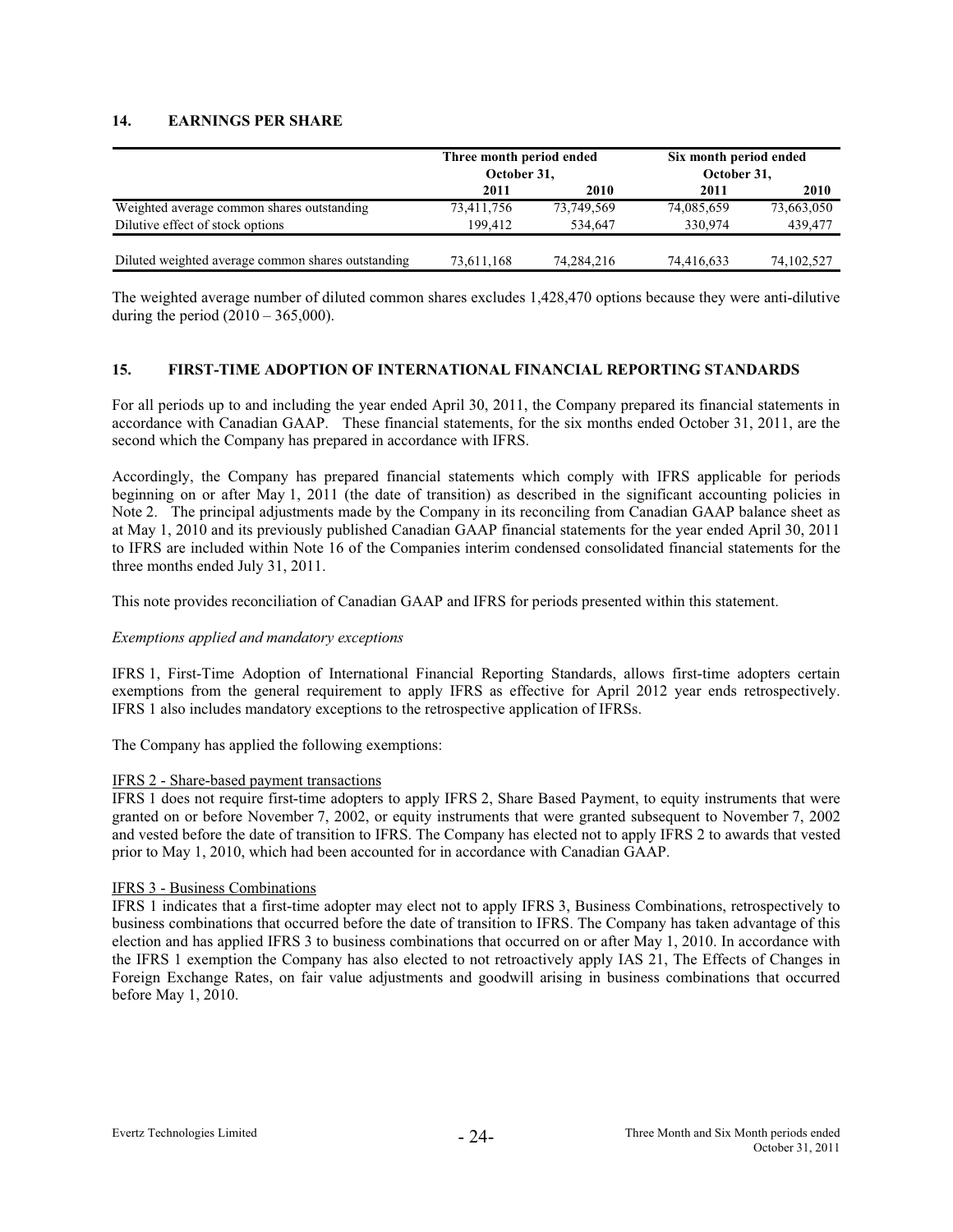## 14. EARNINGS PER SHARE

| | Three month period ended October 31, | | Six month period ended October 31, | |
|---|---|---|---|---|
| | 2011 | 2010 | 2011 | 2010 |
| Weighted average common shares outstanding | 73,411,756 | 73,749,569 | 74,085,659 | 73,663,050 |
| Dilutive effect of stock options | 199,412 | 534,647 | 330,974 | 439,477 |
| Diluted weighted average common shares outstanding | 73,611,168 | 74,284,216 | 74,416,633 | 74,102,527 |

The weighted average number of diluted common shares excludes 1,428,470 options because they were anti-dilutive during the period (2010 – 365,000).

## 15. FIRST-TIME ADOPTION OF INTERNATIONAL FINANCIAL REPORTING STANDARDS

For all periods up to and including the year ended April 30, 2011, the Company prepared its financial statements in accordance with Canadian GAAP. These financial statements, for the six months ended October 31, 2011, are the second which the Company has prepared in accordance with IFRS.

Accordingly, the Company has prepared financial statements which comply with IFRS applicable for periods beginning on or after May 1, 2011 (the date of transition) as described in the significant accounting policies in Note 2. The principal adjustments made by the Company in its reconciling from Canadian GAAP balance sheet as at May 1, 2010 and its previously published Canadian GAAP financial statements for the year ended April 30, 2011 to IFRS are included within Note 16 of the Companies interim condensed consolidated financial statements for the three months ended July 31, 2011.

This note provides reconciliation of Canadian GAAP and IFRS for periods presented within this statement.

*Exemptions applied and mandatory exceptions*

IFRS 1, First-Time Adoption of International Financial Reporting Standards, allows first-time adopters certain exemptions from the general requirement to apply IFRS as effective for April 2012 year ends retrospectively. IFRS 1 also includes mandatory exceptions to the retrospective application of IFRSs.

The Company has applied the following exemptions:

IFRS 2 - Share-based payment transactions

IFRS 1 does not require first-time adopters to apply IFRS 2, Share Based Payment, to equity instruments that were granted on or before November 7, 2002, or equity instruments that were granted subsequent to November 7, 2002 and vested before the date of transition to IFRS. The Company has elected not to apply IFRS 2 to awards that vested prior to May 1, 2010, which had been accounted for in accordance with Canadian GAAP.

IFRS 3 - Business Combinations

IFRS 1 indicates that a first-time adopter may elect not to apply IFRS 3, Business Combinations, retrospectively to business combinations that occurred before the date of transition to IFRS. The Company has taken advantage of this election and has applied IFRS 3 to business combinations that occurred on or after May 1, 2010. In accordance with the IFRS 1 exemption the Company has also elected to not retroactively apply IAS 21, The Effects of Changes in Foreign Exchange Rates, on fair value adjustments and goodwill arising in business combinations that occurred before May 1, 2010.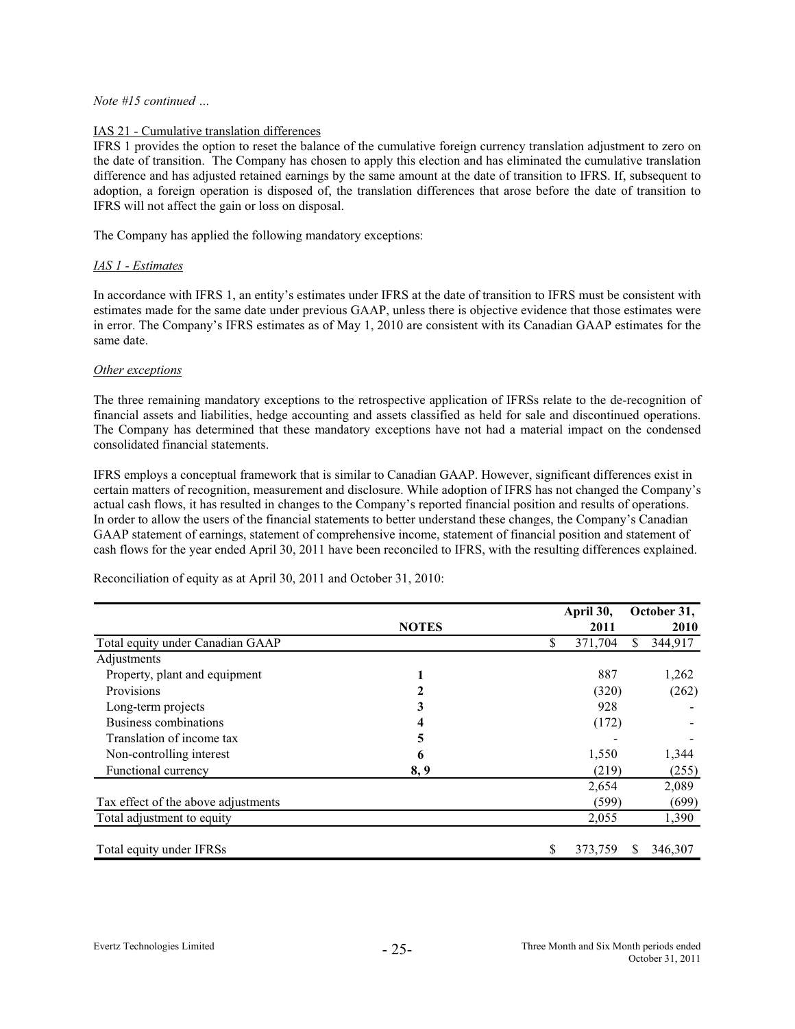*Note #15 continued …*

IAS 21 - Cumulative translation differences

IFRS 1 provides the option to reset the balance of the cumulative foreign currency translation adjustment to zero on the date of transition. The Company has chosen to apply this election and has eliminated the cumulative translation difference and has adjusted retained earnings by the same amount at the date of transition to IFRS. If, subsequent to adoption, a foreign operation is disposed of, the translation differences that arose before the date of transition to IFRS will not affect the gain or loss on disposal.

The Company has applied the following mandatory exceptions:

*IAS 1 - Estimates*

In accordance with IFRS 1, an entity's estimates under IFRS at the date of transition to IFRS must be consistent with estimates made for the same date under previous GAAP, unless there is objective evidence that those estimates were in error. The Company's IFRS estimates as of May 1, 2010 are consistent with its Canadian GAAP estimates for the same date.

*Other exceptions*

The three remaining mandatory exceptions to the retrospective application of IFRSs relate to the de-recognition of financial assets and liabilities, hedge accounting and assets classified as held for sale and discontinued operations. The Company has determined that these mandatory exceptions have not had a material impact on the condensed consolidated financial statements.

IFRS employs a conceptual framework that is similar to Canadian GAAP. However, significant differences exist in certain matters of recognition, measurement and disclosure. While adoption of IFRS has not changed the Company's actual cash flows, it has resulted in changes to the Company's reported financial position and results of operations. In order to allow the users of the financial statements to better understand these changes, the Company's Canadian GAAP statement of earnings, statement of comprehensive income, statement of financial position and statement of cash flows for the year ended April 30, 2011 have been reconciled to IFRS, with the resulting differences explained.

Reconciliation of equity as at April 30, 2011 and October 31, 2010:

| | **NOTES** | **April 30, 2011** | **October 31, 2010** |
|---|---|---|---|
| Total equity under Canadian GAAP | | $ 371,704 | $ 344,917 |
| Adjustments | | | |
| Property, plant and equipment | **1** | 887 | 1,262 |
| Provisions | **2** | (320) | (262) |
| Long-term projects | **3** | 928 | - |
| Business combinations | **4** | (172) | - |
| Translation of income tax | **5** | - | - |
| Non-controlling interest | **6** | 1,550 | 1,344 |
| Functional currency | **8, 9** | (219) | (255) |
| | | 2,654 | 2,089 |
| Tax effect of the above adjustments | | (599) | (699) |
| Total adjustment to equity | | 2,055 | 1,390 |
| Total equity under IFRSs | | $ 373,759 | $ 346,307 |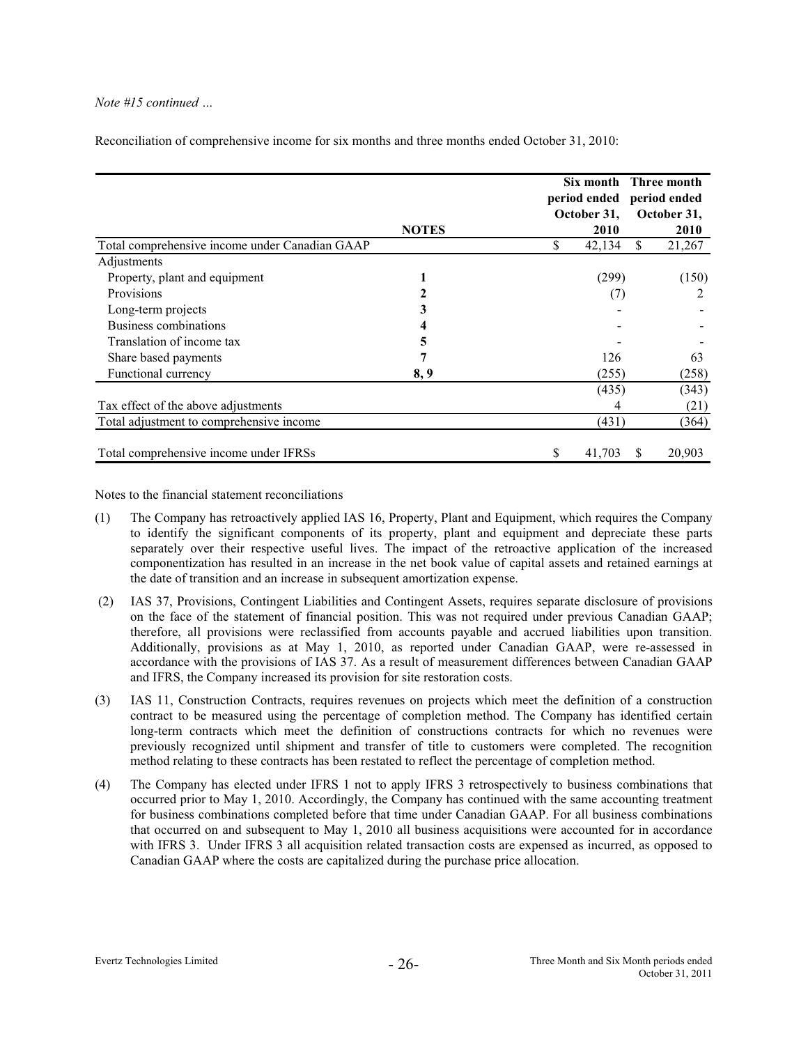*Note #15 continued …*

Reconciliation of comprehensive income for six months and three months ended October 31, 2010:

| | NOTES | Six month period ended October 31, 2010 | Three month period ended October 31, 2010 |
|---|---|---|---|
| Total comprehensive income under Canadian GAAP | | $ 42,134 | $ 21,267 |
| Adjustments | | | |
| Property, plant and equipment | 1 | (299) | (150) |
| Provisions | 2 | (7) | 2 |
| Long-term projects | 3 | - | - |
| Business combinations | 4 | - | - |
| Translation of income tax | 5 | - | - |
| Share based payments | 7 | 126 | 63 |
| Functional currency | 8, 9 | (255) | (258) |
| | | (435) | (343) |
| Tax effect of the above adjustments | | 4 | (21) |
| Total adjustment to comprehensive income | | (431) | (364) |
| Total comprehensive income under IFRSs | | $ 41,703 | $ 20,903 |

Notes to the financial statement reconciliations

(1) The Company has retroactively applied IAS 16, Property, Plant and Equipment, which requires the Company to identify the significant components of its property, plant and equipment and depreciate these parts separately over their respective useful lives. The impact of the retroactive application of the increased componentization has resulted in an increase in the net book value of capital assets and retained earnings at the date of transition and an increase in subsequent amortization expense.

(2) IAS 37, Provisions, Contingent Liabilities and Contingent Assets, requires separate disclosure of provisions on the face of the statement of financial position. This was not required under previous Canadian GAAP; therefore, all provisions were reclassified from accounts payable and accrued liabilities upon transition. Additionally, provisions as at May 1, 2010, as reported under Canadian GAAP, were re-assessed in accordance with the provisions of IAS 37. As a result of measurement differences between Canadian GAAP and IFRS, the Company increased its provision for site restoration costs.

(3) IAS 11, Construction Contracts, requires revenues on projects which meet the definition of a construction contract to be measured using the percentage of completion method. The Company has identified certain long-term contracts which meet the definition of constructions contracts for which no revenues were previously recognized until shipment and transfer of title to customers were completed. The recognition method relating to these contracts has been restated to reflect the percentage of completion method.

(4) The Company has elected under IFRS 1 not to apply IFRS 3 retrospectively to business combinations that occurred prior to May 1, 2010. Accordingly, the Company has continued with the same accounting treatment for business combinations completed before that time under Canadian GAAP. For all business combinations that occurred on and subsequent to May 1, 2010 all business acquisitions were accounted for in accordance with IFRS 3. Under IFRS 3 all acquisition related transaction costs are expensed as incurred, as opposed to Canadian GAAP where the costs are capitalized during the purchase price allocation.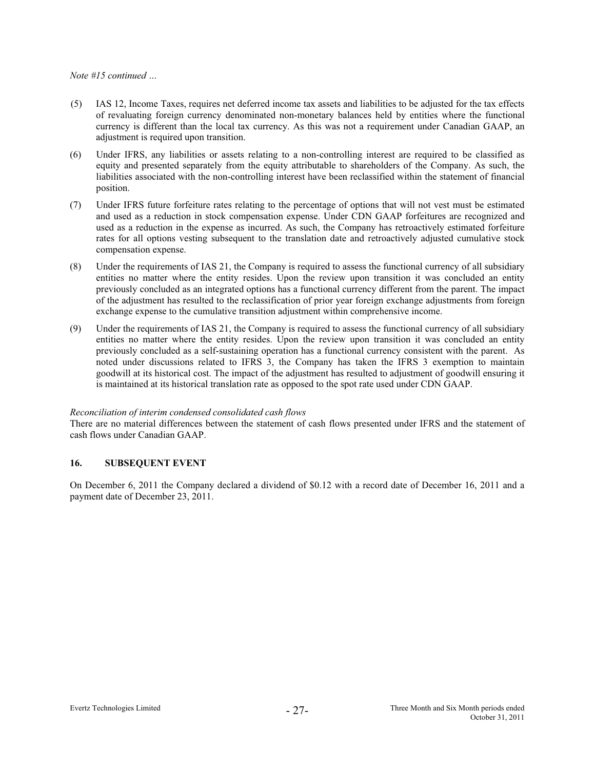*Note #15 continued …*

(5) IAS 12, Income Taxes, requires net deferred income tax assets and liabilities to be adjusted for the tax effects of revaluating foreign currency denominated non-monetary balances held by entities where the functional currency is different than the local tax currency. As this was not a requirement under Canadian GAAP, an adjustment is required upon transition.

(6) Under IFRS, any liabilities or assets relating to a non-controlling interest are required to be classified as equity and presented separately from the equity attributable to shareholders of the Company. As such, the liabilities associated with the non-controlling interest have been reclassified within the statement of financial position.

(7) Under IFRS future forfeiture rates relating to the percentage of options that will not vest must be estimated and used as a reduction in stock compensation expense. Under CDN GAAP forfeitures are recognized and used as a reduction in the expense as incurred. As such, the Company has retroactively estimated forfeiture rates for all options vesting subsequent to the translation date and retroactively adjusted cumulative stock compensation expense.

(8) Under the requirements of IAS 21, the Company is required to assess the functional currency of all subsidiary entities no matter where the entity resides. Upon the review upon transition it was concluded an entity previously concluded as an integrated options has a functional currency different from the parent. The impact of the adjustment has resulted to the reclassification of prior year foreign exchange adjustments from foreign exchange expense to the cumulative transition adjustment within comprehensive income.

(9) Under the requirements of IAS 21, the Company is required to assess the functional currency of all subsidiary entities no matter where the entity resides. Upon the review upon transition it was concluded an entity previously concluded as a self-sustaining operation has a functional currency consistent with the parent. As noted under discussions related to IFRS 3, the Company has taken the IFRS 3 exemption to maintain goodwill at its historical cost. The impact of the adjustment has resulted to adjustment of goodwill ensuring it is maintained at its historical translation rate as opposed to the spot rate used under CDN GAAP.

*Reconciliation of interim condensed consolidated cash flows*

There are no material differences between the statement of cash flows presented under IFRS and the statement of cash flows under Canadian GAAP.

## 16. SUBSEQUENT EVENT

On December 6, 2011 the Company declared a dividend of $0.12 with a record date of December 16, 2011 and a payment date of December 23, 2011.